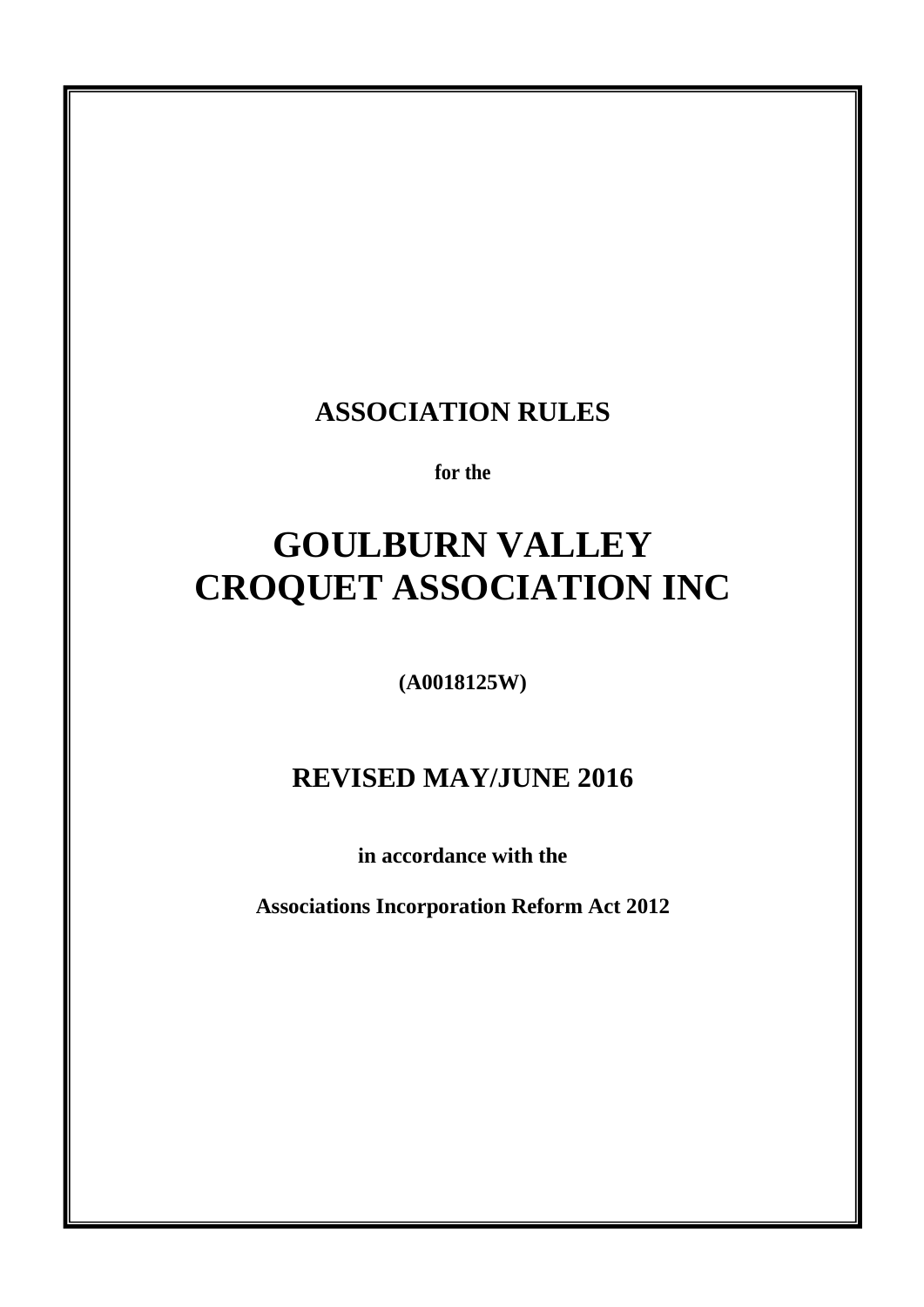# ASSOCIATION RULES

**for the**

# GOULBURN VALLEY CROQUET ASSOCIATION INC

**(A0018125W)**

## REVISED MAY/JUNE 2016

**in accordance with the**

**Associations Incorporation Reform Act 2012**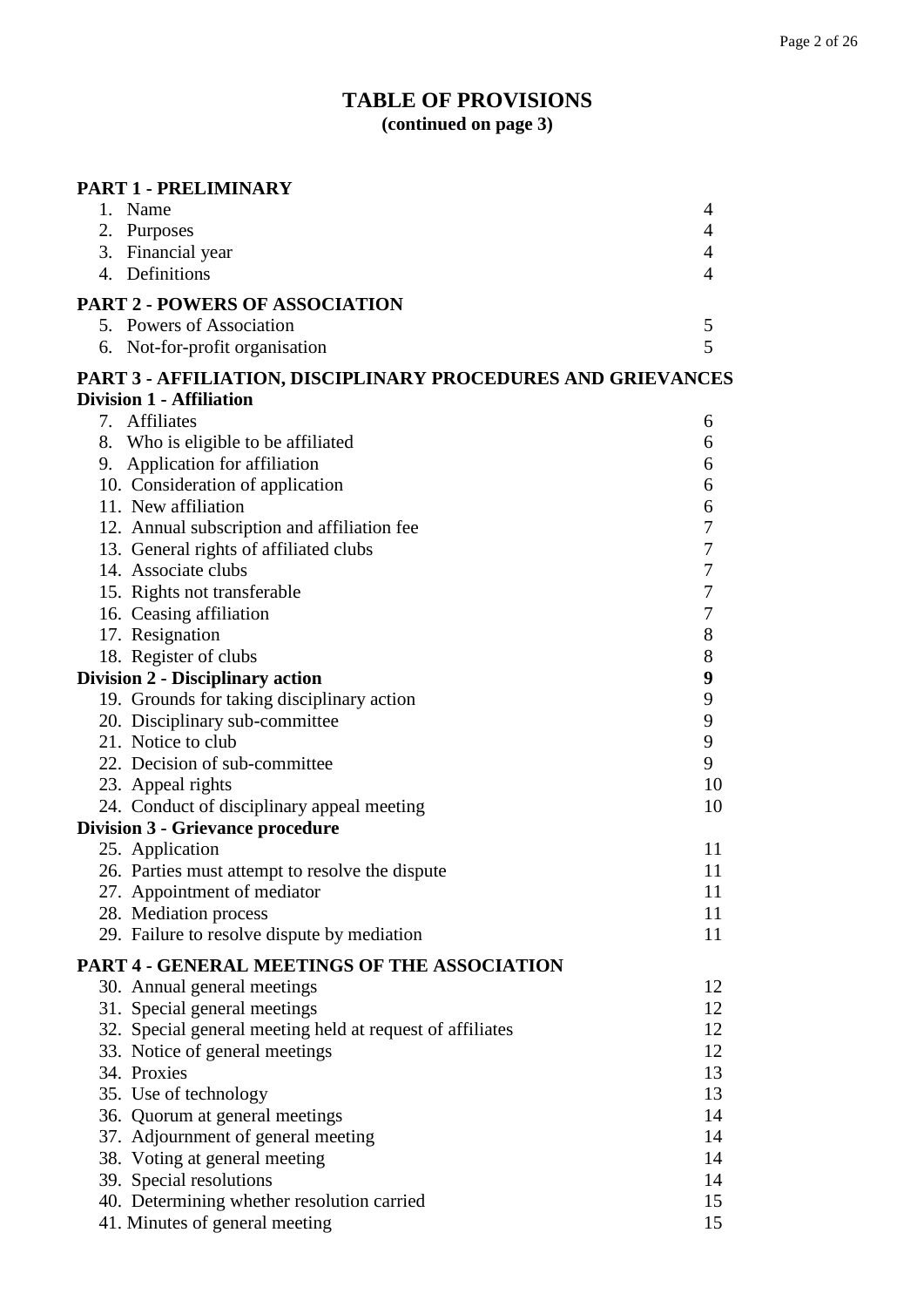# TABLE OF PROVISIONS
**(continued on page 3)**

| | |
|---|---|
| **PART 1 - PRELIMINARY** | |
| 1. Name | 4 |
| 2. Purposes | 4 |
| 3. Financial year | 4 |
| 4. Definitions | 4 |
| **PART 2 - POWERS OF ASSOCIATION** | |
| 5. Powers of Association | 5 |
| 6. Not-for-profit organisation | 5 |
| **PART 3 - AFFILIATION, DISCIPLINARY PROCEDURES AND GRIEVANCES** | |
| **Division 1 - Affiliation** | |
| 7. Affiliates | 6 |
| 8. Who is eligible to be affiliated | 6 |
| 9. Application for affiliation | 6 |
| 10. Consideration of application | 6 |
| 11. New affiliation | 6 |
| 12. Annual subscription and affiliation fee | 7 |
| 13. General rights of affiliated clubs | 7 |
| 14. Associate clubs | 7 |
| 15. Rights not transferable | 7 |
| 16. Ceasing affiliation | 7 |
| 17. Resignation | 8 |
| 18. Register of clubs | 8 |
| **Division 2 - Disciplinary action** | **9** |
| 19. Grounds for taking disciplinary action | 9 |
| 20. Disciplinary sub-committee | 9 |
| 21. Notice to club | 9 |
| 22. Decision of sub-committee | 9 |
| 23. Appeal rights | 10 |
| 24. Conduct of disciplinary appeal meeting | 10 |
| **Division 3 - Grievance procedure** | |
| 25. Application | 11 |
| 26. Parties must attempt to resolve the dispute | 11 |
| 27. Appointment of mediator | 11 |
| 28. Mediation process | 11 |
| 29. Failure to resolve dispute by mediation | 11 |
| **PART 4 - GENERAL MEETINGS OF THE ASSOCIATION** | |
| 30. Annual general meetings | 12 |
| 31. Special general meetings | 12 |
| 32. Special general meeting held at request of affiliates | 12 |
| 33. Notice of general meetings | 12 |
| 34. Proxies | 13 |
| 35. Use of technology | 13 |
| 36. Quorum at general meetings | 14 |
| 37. Adjournment of general meeting | 14 |
| 38. Voting at general meeting | 14 |
| 39. Special resolutions | 14 |
| 40. Determining whether resolution carried | 15 |
| 41. Minutes of general meeting | 15 |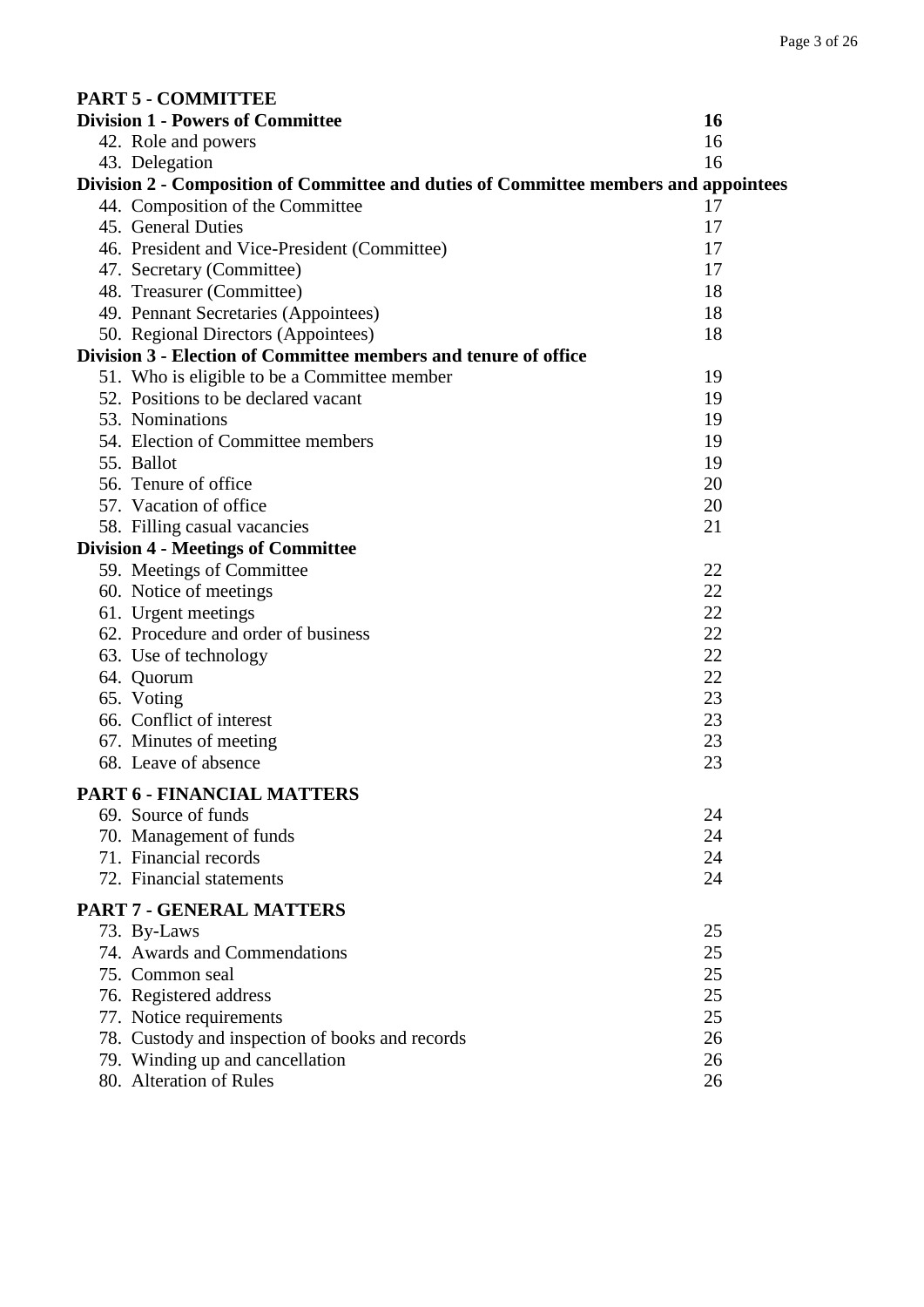**PART 5 - COMMITTEE**

| | |
|---|---|
| **Division 1 - Powers of Committee** | **16** |
| 42. Role and powers | 16 |
| 43. Delegation | 16 |
| **Division 2 - Composition of Committee and duties of Committee members and appointees** | |
| 44. Composition of the Committee | 17 |
| 45. General Duties | 17 |
| 46. President and Vice-President (Committee) | 17 |
| 47. Secretary (Committee) | 17 |
| 48. Treasurer (Committee) | 18 |
| 49. Pennant Secretaries (Appointees) | 18 |
| 50. Regional Directors (Appointees) | 18 |
| **Division 3 - Election of Committee members and tenure of office** | |
| 51. Who is eligible to be a Committee member | 19 |
| 52. Positions to be declared vacant | 19 |
| 53. Nominations | 19 |
| 54. Election of Committee members | 19 |
| 55. Ballot | 19 |
| 56. Tenure of office | 20 |
| 57. Vacation of office | 20 |
| 58. Filling casual vacancies | 21 |
| **Division 4 - Meetings of Committee** | |
| 59. Meetings of Committee | 22 |
| 60. Notice of meetings | 22 |
| 61. Urgent meetings | 22 |
| 62. Procedure and order of business | 22 |
| 63. Use of technology | 22 |
| 64. Quorum | 22 |
| 65. Voting | 23 |
| 66. Conflict of interest | 23 |
| 67. Minutes of meeting | 23 |
| 68. Leave of absence | 23 |

**PART 6 - FINANCIAL MATTERS**

| | |
|---|---|
| 69. Source of funds | 24 |
| 70. Management of funds | 24 |
| 71. Financial records | 24 |
| 72. Financial statements | 24 |

**PART 7 - GENERAL MATTERS**

| | |
|---|---|
| 73. By-Laws | 25 |
| 74. Awards and Commendations | 25 |
| 75. Common seal | 25 |
| 76. Registered address | 25 |
| 77. Notice requirements | 25 |
| 78. Custody and inspection of books and records | 26 |
| 79. Winding up and cancellation | 26 |
| 80. Alteration of Rules | 26 |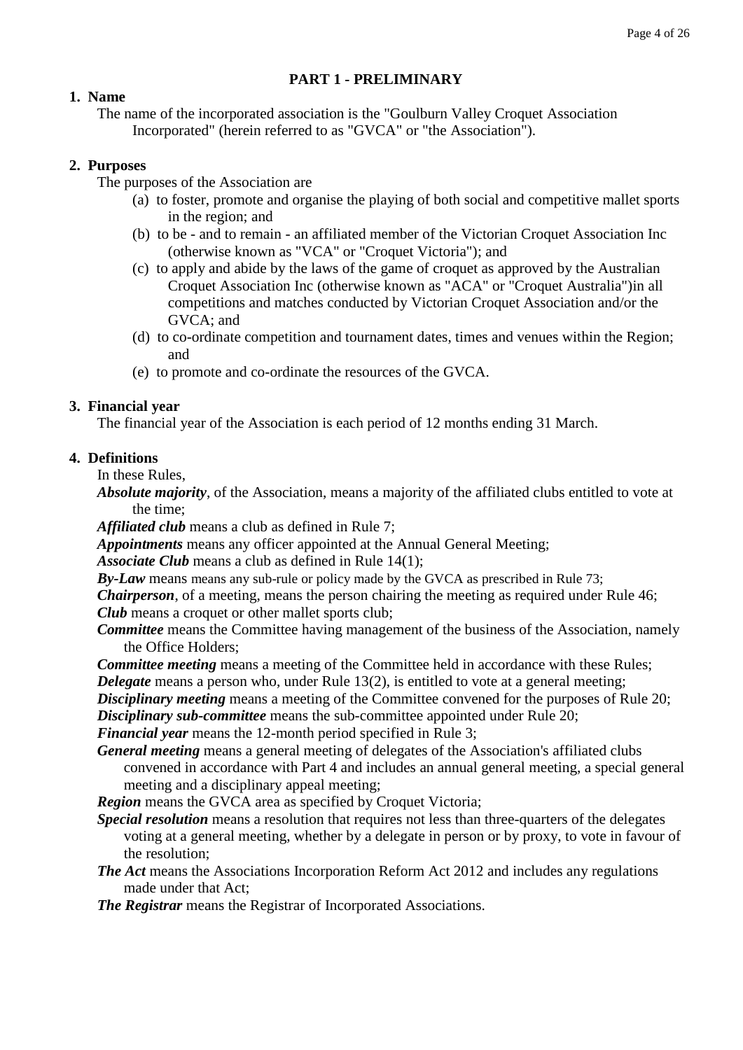## PART 1 - PRELIMINARY

**1. Name**

The name of the incorporated association is the "Goulburn Valley Croquet Association Incorporated" (herein referred to as "GVCA" or "the Association").

**2. Purposes**

The purposes of the Association are

(a) to foster, promote and organise the playing of both social and competitive mallet sports in the region; and

(b) to be - and to remain - an affiliated member of the Victorian Croquet Association Inc (otherwise known as "VCA" or "Croquet Victoria"); and

(c) to apply and abide by the laws of the game of croquet as approved by the Australian Croquet Association Inc (otherwise known as "ACA" or "Croquet Australia")in all competitions and matches conducted by Victorian Croquet Association and/or the GVCA; and

(d) to co-ordinate competition and tournament dates, times and venues within the Region; and

(e) to promote and co-ordinate the resources of the GVCA.

**3. Financial year**

The financial year of the Association is each period of 12 months ending 31 March.

**4. Definitions**

In these Rules,

***Absolute majority***, of the Association, means a majority of the affiliated clubs entitled to vote at the time;

***Affiliated club*** means a club as defined in Rule 7;

***Appointments*** means any officer appointed at the Annual General Meeting;

***Associate Club*** means a club as defined in Rule 14(1);

***By-Law*** means means any sub-rule or policy made by the GVCA as prescribed in Rule 73;

***Chairperson***, of a meeting, means the person chairing the meeting as required under Rule 46;

***Club*** means a croquet or other mallet sports club;

***Committee*** means the Committee having management of the business of the Association, namely the Office Holders;

***Committee meeting*** means a meeting of the Committee held in accordance with these Rules;

***Delegate*** means a person who, under Rule 13(2), is entitled to vote at a general meeting;

***Disciplinary meeting*** means a meeting of the Committee convened for the purposes of Rule 20;

***Disciplinary sub-committee*** means the sub-committee appointed under Rule 20;

***Financial year*** means the 12-month period specified in Rule 3;

***General meeting*** means a general meeting of delegates of the Association's affiliated clubs convened in accordance with Part 4 and includes an annual general meeting, a special general meeting and a disciplinary appeal meeting;

***Region*** means the GVCA area as specified by Croquet Victoria;

***Special resolution*** means a resolution that requires not less than three-quarters of the delegates voting at a general meeting, whether by a delegate in person or by proxy, to vote in favour of the resolution;

***The Act*** means the Associations Incorporation Reform Act 2012 and includes any regulations made under that Act;

***The Registrar*** means the Registrar of Incorporated Associations.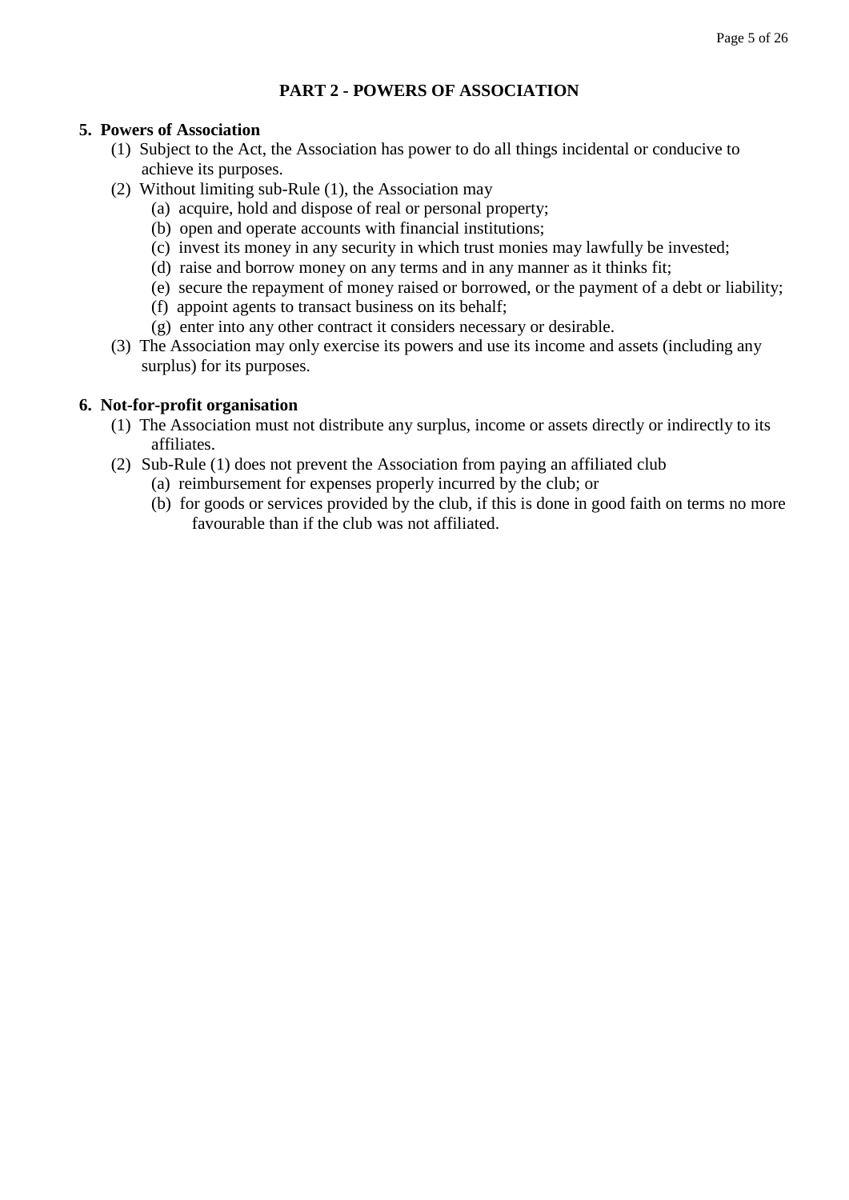## PART 2 - POWERS OF ASSOCIATION

### 5. Powers of Association

(1) Subject to the Act, the Association has power to do all things incidental or conducive to achieve its purposes.

(2) Without limiting sub-Rule (1), the Association may

- (a) acquire, hold and dispose of real or personal property;
- (b) open and operate accounts with financial institutions;
- (c) invest its money in any security in which trust monies may lawfully be invested;
- (d) raise and borrow money on any terms and in any manner as it thinks fit;
- (e) secure the repayment of money raised or borrowed, or the payment of a debt or liability;
- (f) appoint agents to transact business on its behalf;
- (g) enter into any other contract it considers necessary or desirable.

(3) The Association may only exercise its powers and use its income and assets (including any surplus) for its purposes.

### 6. Not-for-profit organisation

(1) The Association must not distribute any surplus, income or assets directly or indirectly to its affiliates.

(2) Sub-Rule (1) does not prevent the Association from paying an affiliated club

- (a) reimbursement for expenses properly incurred by the club; or
- (b) for goods or services provided by the club, if this is done in good faith on terms no more favourable than if the club was not affiliated.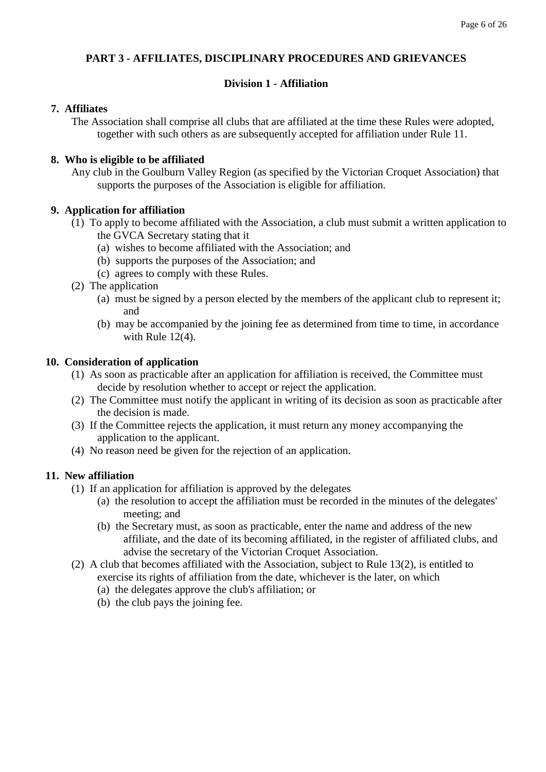## PART 3 - AFFILIATES, DISCIPLINARY PROCEDURES AND GRIEVANCES

### Division 1 - Affiliation

**7. Affiliates**

The Association shall comprise all clubs that are affiliated at the time these Rules were adopted, together with such others as are subsequently accepted for affiliation under Rule 11.

**8. Who is eligible to be affiliated**

Any club in the Goulburn Valley Region (as specified by the Victorian Croquet Association) that supports the purposes of the Association is eligible for affiliation.

**9. Application for affiliation**

(1) To apply to become affiliated with the Association, a club must submit a written application to the GVCA Secretary stating that it
- (a) wishes to become affiliated with the Association; and
- (b) supports the purposes of the Association; and
- (c) agrees to comply with these Rules.

(2) The application
- (a) must be signed by a person elected by the members of the applicant club to represent it; and
- (b) may be accompanied by the joining fee as determined from time to time, in accordance with Rule 12(4).

**10. Consideration of application**

(1) As soon as practicable after an application for affiliation is received, the Committee must decide by resolution whether to accept or reject the application.

(2) The Committee must notify the applicant in writing of its decision as soon as practicable after the decision is made.

(3) If the Committee rejects the application, it must return any money accompanying the application to the applicant.

(4) No reason need be given for the rejection of an application.

**11. New affiliation**

(1) If an application for affiliation is approved by the delegates
- (a) the resolution to accept the affiliation must be recorded in the minutes of the delegates' meeting; and
- (b) the Secretary must, as soon as practicable, enter the name and address of the new affiliate, and the date of its becoming affiliated, in the register of affiliated clubs, and advise the secretary of the Victorian Croquet Association.

(2) A club that becomes affiliated with the Association, subject to Rule 13(2), is entitled to exercise its rights of affiliation from the date, whichever is the later, on which
- (a) the delegates approve the club's affiliation; or
- (b) the club pays the joining fee.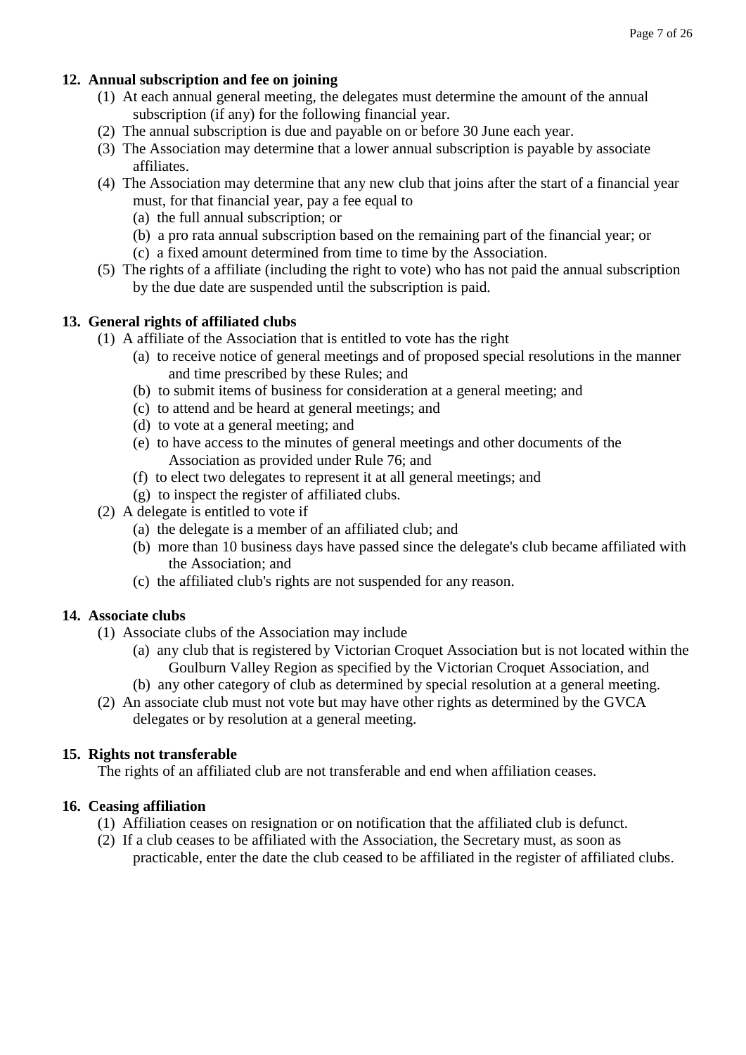## 12. Annual subscription and fee on joining

(1) At each annual general meeting, the delegates must determine the amount of the annual subscription (if any) for the following financial year.

(2) The annual subscription is due and payable on or before 30 June each year.

(3) The Association may determine that a lower annual subscription is payable by associate affiliates.

(4) The Association may determine that any new club that joins after the start of a financial year must, for that financial year, pay a fee equal to

- (a) the full annual subscription; or
- (b) a pro rata annual subscription based on the remaining part of the financial year; or
- (c) a fixed amount determined from time to time by the Association.

(5) The rights of a affiliate (including the right to vote) who has not paid the annual subscription by the due date are suspended until the subscription is paid.

## 13. General rights of affiliated clubs

(1) A affiliate of the Association that is entitled to vote has the right

- (a) to receive notice of general meetings and of proposed special resolutions in the manner and time prescribed by these Rules; and
- (b) to submit items of business for consideration at a general meeting; and
- (c) to attend and be heard at general meetings; and
- (d) to vote at a general meeting; and
- (e) to have access to the minutes of general meetings and other documents of the Association as provided under Rule 76; and
- (f) to elect two delegates to represent it at all general meetings; and
- (g) to inspect the register of affiliated clubs.

(2) A delegate is entitled to vote if

- (a) the delegate is a member of an affiliated club; and
- (b) more than 10 business days have passed since the delegate's club became affiliated with the Association; and
- (c) the affiliated club's rights are not suspended for any reason.

## 14. Associate clubs

(1) Associate clubs of the Association may include

- (a) any club that is registered by Victorian Croquet Association but is not located within the Goulburn Valley Region as specified by the Victorian Croquet Association, and
- (b) any other category of club as determined by special resolution at a general meeting.

(2) An associate club must not vote but may have other rights as determined by the GVCA delegates or by resolution at a general meeting.

## 15. Rights not transferable

The rights of an affiliated club are not transferable and end when affiliation ceases.

## 16. Ceasing affiliation

(1) Affiliation ceases on resignation or on notification that the affiliated club is defunct.

(2) If a club ceases to be affiliated with the Association, the Secretary must, as soon as practicable, enter the date the club ceased to be affiliated in the register of affiliated clubs.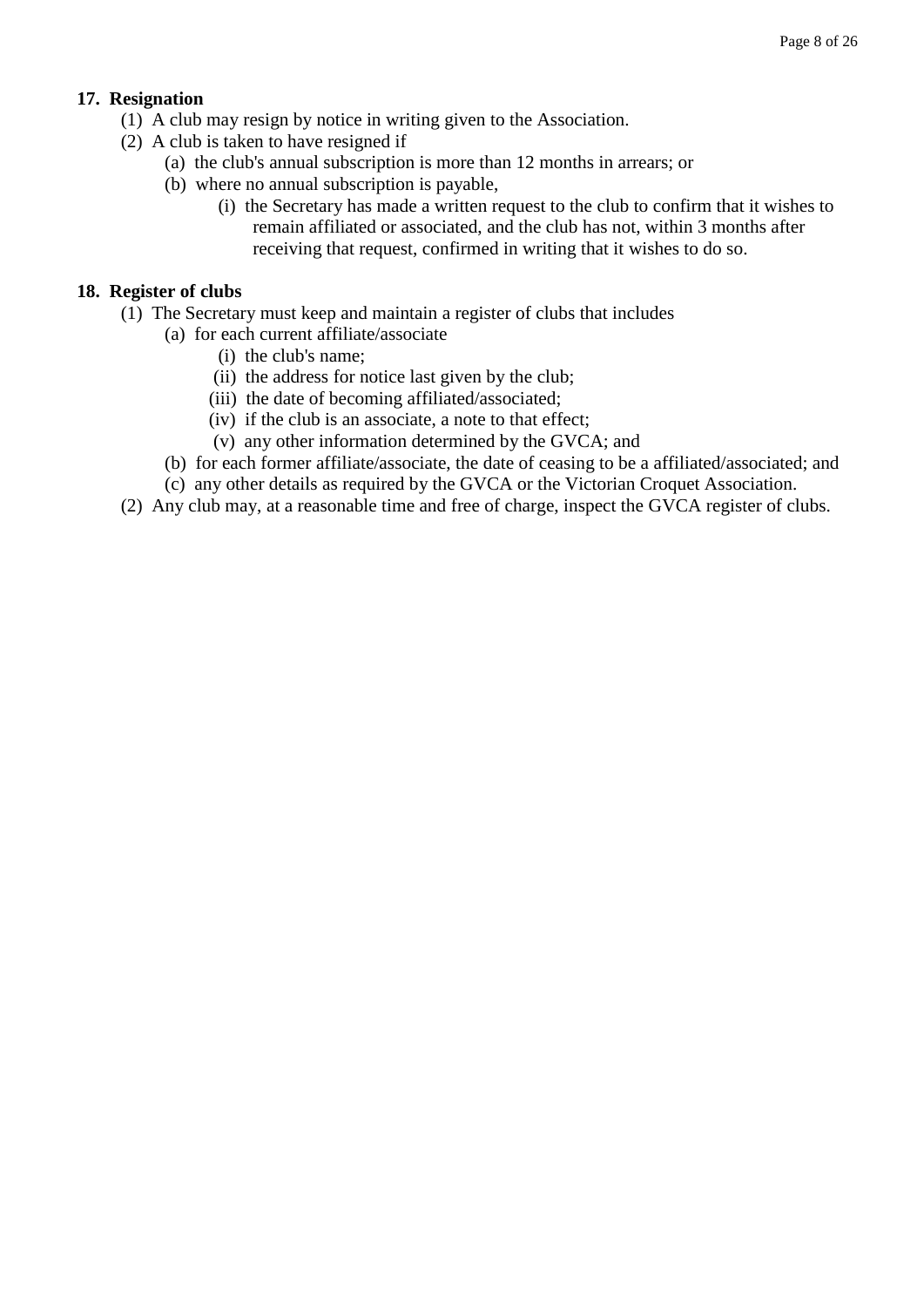**17. Resignation**

(1) A club may resign by notice in writing given to the Association.

(2) A club is taken to have resigned if

   (a) the club's annual subscription is more than 12 months in arrears; or

   (b) where no annual subscription is payable,

      (i) the Secretary has made a written request to the club to confirm that it wishes to remain affiliated or associated, and the club has not, within 3 months after receiving that request, confirmed in writing that it wishes to do so.

**18. Register of clubs**

(1) The Secretary must keep and maintain a register of clubs that includes

   (a) for each current affiliate/associate

      (i) the club's name;

      (ii) the address for notice last given by the club;

      (iii) the date of becoming affiliated/associated;

      (iv) if the club is an associate, a note to that effect;

      (v) any other information determined by the GVCA; and

   (b) for each former affiliate/associate, the date of ceasing to be a affiliated/associated; and

   (c) any other details as required by the GVCA or the Victorian Croquet Association.

(2) Any club may, at a reasonable time and free of charge, inspect the GVCA register of clubs.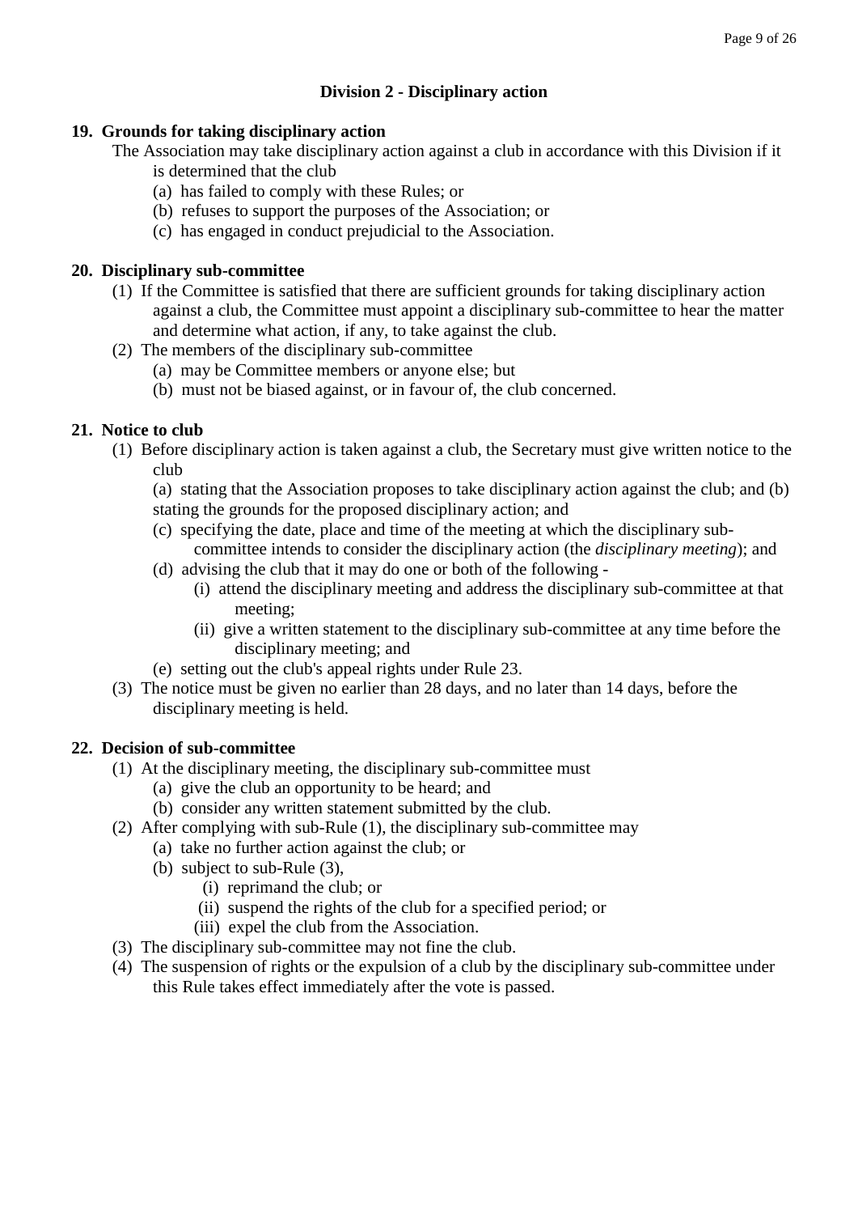## Division 2 - Disciplinary action

### 19. Grounds for taking disciplinary action

The Association may take disciplinary action against a club in accordance with this Division if it is determined that the club

- (a) has failed to comply with these Rules; or
- (b) refuses to support the purposes of the Association; or
- (c) has engaged in conduct prejudicial to the Association.

### 20. Disciplinary sub-committee

(1) If the Committee is satisfied that there are sufficient grounds for taking disciplinary action against a club, the Committee must appoint a disciplinary sub-committee to hear the matter and determine what action, if any, to take against the club.

(2) The members of the disciplinary sub-committee

- (a) may be Committee members or anyone else; but
- (b) must not be biased against, or in favour of, the club concerned.

### 21. Notice to club

(1) Before disciplinary action is taken against a club, the Secretary must give written notice to the club

(a) stating that the Association proposes to take disciplinary action against the club; and (b) stating the grounds for the proposed disciplinary action; and

- (c) specifying the date, place and time of the meeting at which the disciplinary sub-committee intends to consider the disciplinary action (the *disciplinary meeting*); and
- (d) advising the club that it may do one or both of the following -
  - (i) attend the disciplinary meeting and address the disciplinary sub-committee at that meeting;
  - (ii) give a written statement to the disciplinary sub-committee at any time before the disciplinary meeting; and
- (e) setting out the club's appeal rights under Rule 23.

(3) The notice must be given no earlier than 28 days, and no later than 14 days, before the disciplinary meeting is held.

### 22. Decision of sub-committee

(1) At the disciplinary meeting, the disciplinary sub-committee must

- (a) give the club an opportunity to be heard; and
- (b) consider any written statement submitted by the club.

(2) After complying with sub-Rule (1), the disciplinary sub-committee may

- (a) take no further action against the club; or
- (b) subject to sub-Rule (3),
  - (i) reprimand the club; or
  - (ii) suspend the rights of the club for a specified period; or
  - (iii) expel the club from the Association.

(3) The disciplinary sub-committee may not fine the club.

(4) The suspension of rights or the expulsion of a club by the disciplinary sub-committee under this Rule takes effect immediately after the vote is passed.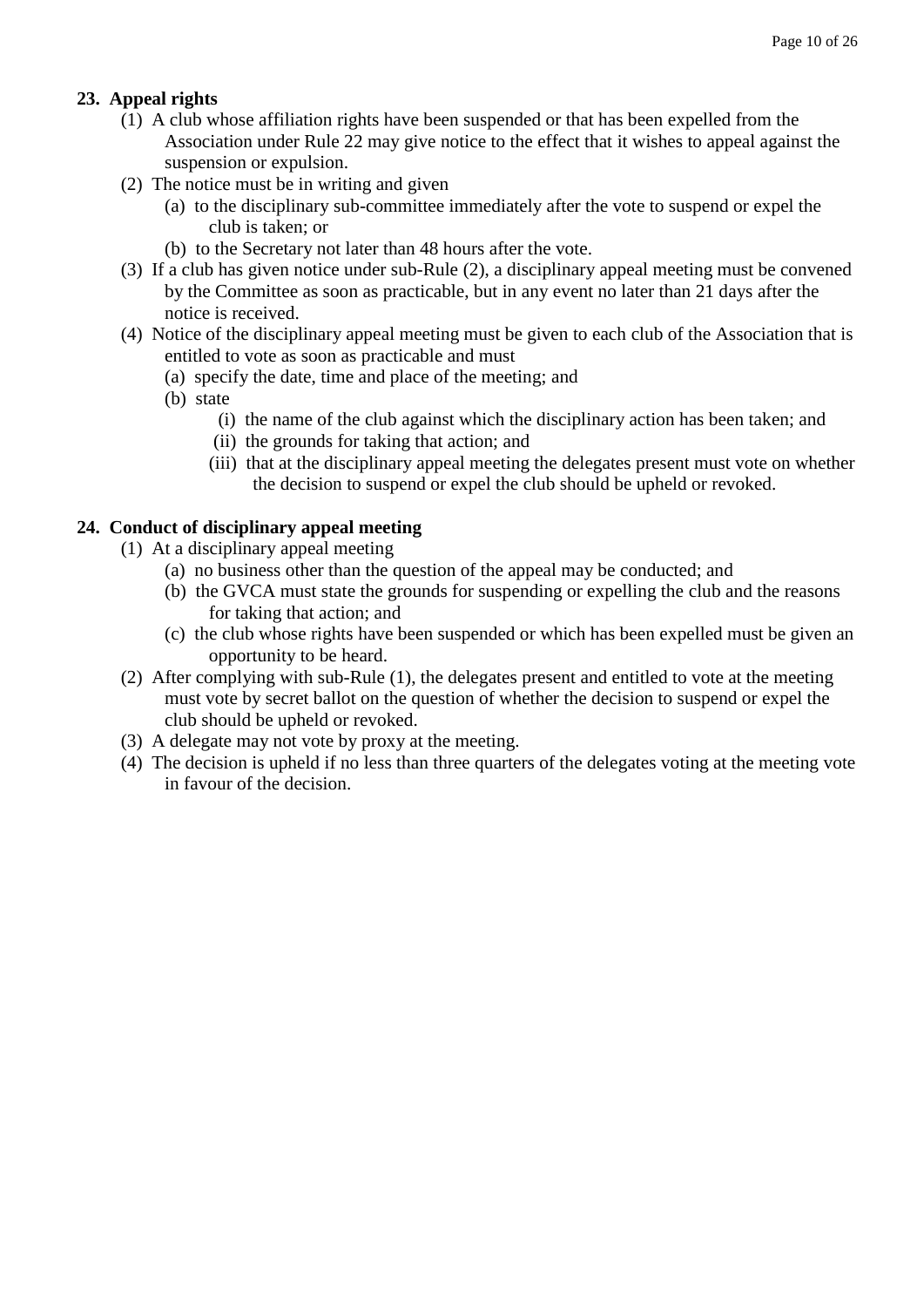## 23. Appeal rights

(1) A club whose affiliation rights have been suspended or that has been expelled from the Association under Rule 22 may give notice to the effect that it wishes to appeal against the suspension or expulsion.

(2) The notice must be in writing and given

- (a) to the disciplinary sub-committee immediately after the vote to suspend or expel the club is taken; or
- (b) to the Secretary not later than 48 hours after the vote.

(3) If a club has given notice under sub-Rule (2), a disciplinary appeal meeting must be convened by the Committee as soon as practicable, but in any event no later than 21 days after the notice is received.

(4) Notice of the disciplinary appeal meeting must be given to each club of the Association that is entitled to vote as soon as practicable and must

- (a) specify the date, time and place of the meeting; and
- (b) state
  - (i) the name of the club against which the disciplinary action has been taken; and
  - (ii) the grounds for taking that action; and
  - (iii) that at the disciplinary appeal meeting the delegates present must vote on whether the decision to suspend or expel the club should be upheld or revoked.

## 24. Conduct of disciplinary appeal meeting

(1) At a disciplinary appeal meeting

- (a) no business other than the question of the appeal may be conducted; and
- (b) the GVCA must state the grounds for suspending or expelling the club and the reasons for taking that action; and
- (c) the club whose rights have been suspended or which has been expelled must be given an opportunity to be heard.

(2) After complying with sub-Rule (1), the delegates present and entitled to vote at the meeting must vote by secret ballot on the question of whether the decision to suspend or expel the club should be upheld or revoked.

(3) A delegate may not vote by proxy at the meeting.

(4) The decision is upheld if no less than three quarters of the delegates voting at the meeting vote in favour of the decision.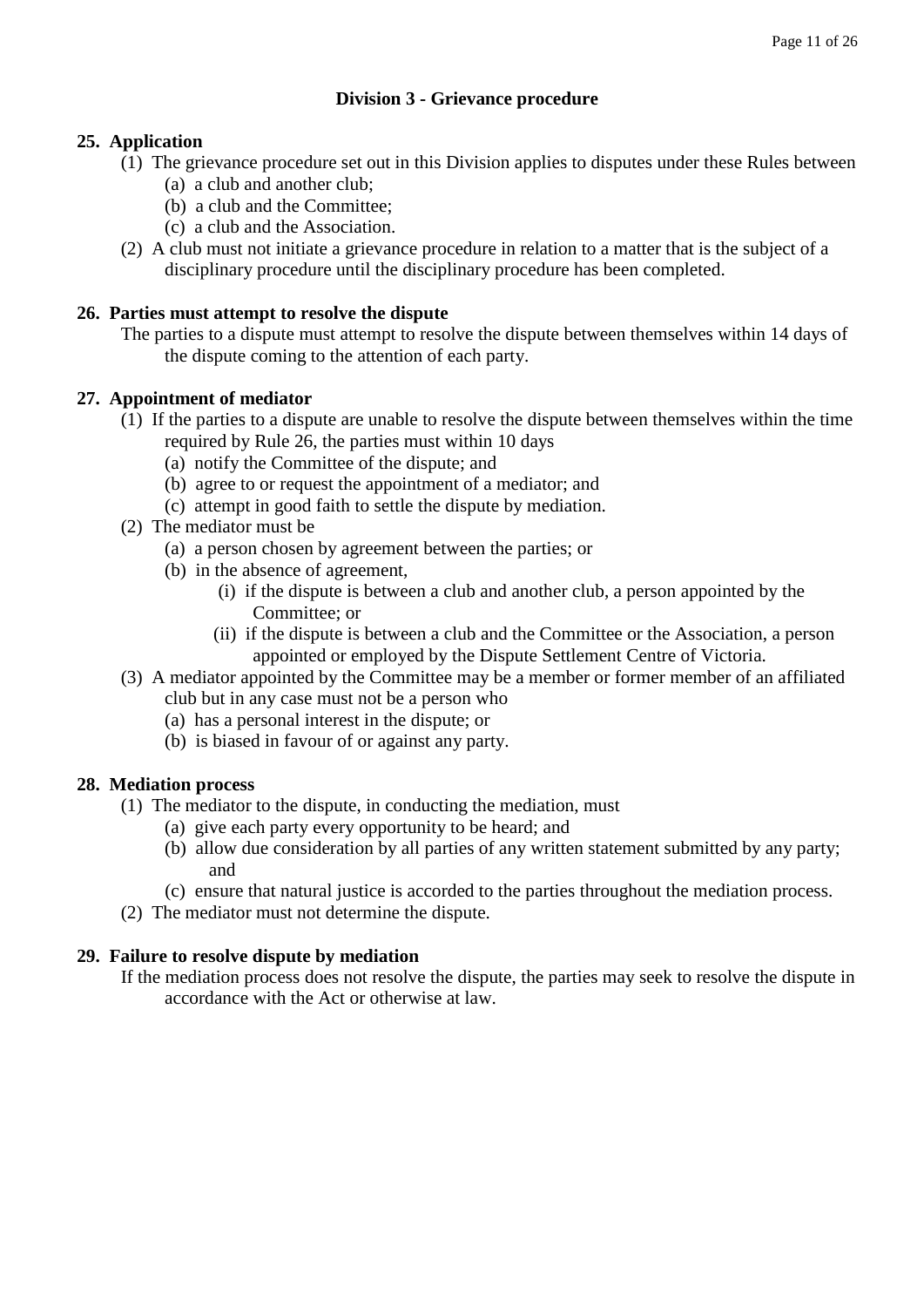## Division 3 - Grievance procedure

**25. Application**

(1) The grievance procedure set out in this Division applies to disputes under these Rules between
  - (a) a club and another club;
  - (b) a club and the Committee;
  - (c) a club and the Association.

(2) A club must not initiate a grievance procedure in relation to a matter that is the subject of a disciplinary procedure until the disciplinary procedure has been completed.

**26. Parties must attempt to resolve the dispute**

The parties to a dispute must attempt to resolve the dispute between themselves within 14 days of the dispute coming to the attention of each party.

**27. Appointment of mediator**

(1) If the parties to a dispute are unable to resolve the dispute between themselves within the time required by Rule 26, the parties must within 10 days
  - (a) notify the Committee of the dispute; and
  - (b) agree to or request the appointment of a mediator; and
  - (c) attempt in good faith to settle the dispute by mediation.

(2) The mediator must be
  - (a) a person chosen by agreement between the parties; or
  - (b) in the absence of agreement,
    - (i) if the dispute is between a club and another club, a person appointed by the Committee; or
    - (ii) if the dispute is between a club and the Committee or the Association, a person appointed or employed by the Dispute Settlement Centre of Victoria.

(3) A mediator appointed by the Committee may be a member or former member of an affiliated club but in any case must not be a person who
  - (a) has a personal interest in the dispute; or
  - (b) is biased in favour of or against any party.

**28. Mediation process**

(1) The mediator to the dispute, in conducting the mediation, must
  - (a) give each party every opportunity to be heard; and
  - (b) allow due consideration by all parties of any written statement submitted by any party; and
  - (c) ensure that natural justice is accorded to the parties throughout the mediation process.

(2) The mediator must not determine the dispute.

**29. Failure to resolve dispute by mediation**

If the mediation process does not resolve the dispute, the parties may seek to resolve the dispute in accordance with the Act or otherwise at law.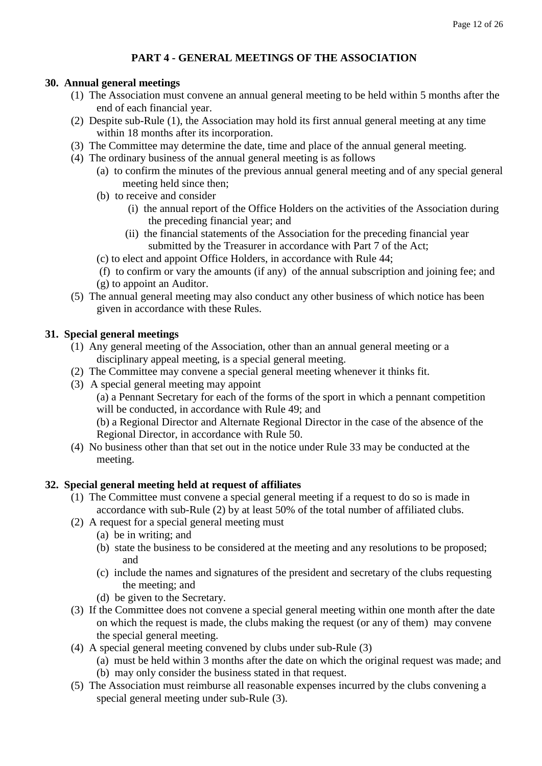## PART 4 - GENERAL MEETINGS OF THE ASSOCIATION

### 30. Annual general meetings

(1) The Association must convene an annual general meeting to be held within 5 months after the end of each financial year.

(2) Despite sub-Rule (1), the Association may hold its first annual general meeting at any time within 18 months after its incorporation.

(3) The Committee may determine the date, time and place of the annual general meeting.

(4) The ordinary business of the annual general meeting is as follows

- (a) to confirm the minutes of the previous annual general meeting and of any special general meeting held since then;
- (b) to receive and consider
  - (i) the annual report of the Office Holders on the activities of the Association during the preceding financial year; and
  - (ii) the financial statements of the Association for the preceding financial year submitted by the Treasurer in accordance with Part 7 of the Act;
- (c) to elect and appoint Office Holders, in accordance with Rule 44;
- (f) to confirm or vary the amounts (if any) of the annual subscription and joining fee; and
- (g) to appoint an Auditor.

(5) The annual general meeting may also conduct any other business of which notice has been given in accordance with these Rules.

### 31. Special general meetings

(1) Any general meeting of the Association, other than an annual general meeting or a disciplinary appeal meeting, is a special general meeting.

(2) The Committee may convene a special general meeting whenever it thinks fit.

(3) A special general meeting may appoint

(a) a Pennant Secretary for each of the forms of the sport in which a pennant competition will be conducted, in accordance with Rule 49; and

(b) a Regional Director and Alternate Regional Director in the case of the absence of the Regional Director, in accordance with Rule 50.

(4) No business other than that set out in the notice under Rule 33 may be conducted at the meeting.

### 32. Special general meeting held at request of affiliates

(1) The Committee must convene a special general meeting if a request to do so is made in accordance with sub-Rule (2) by at least 50% of the total number of affiliated clubs.

(2) A request for a special general meeting must

- (a) be in writing; and
- (b) state the business to be considered at the meeting and any resolutions to be proposed; and
- (c) include the names and signatures of the president and secretary of the clubs requesting the meeting; and
- (d) be given to the Secretary.

(3) If the Committee does not convene a special general meeting within one month after the date on which the request is made, the clubs making the request (or any of them) may convene the special general meeting.

(4) A special general meeting convened by clubs under sub-Rule (3)

- (a) must be held within 3 months after the date on which the original request was made; and
- (b) may only consider the business stated in that request.

(5) The Association must reimburse all reasonable expenses incurred by the clubs convening a special general meeting under sub-Rule (3).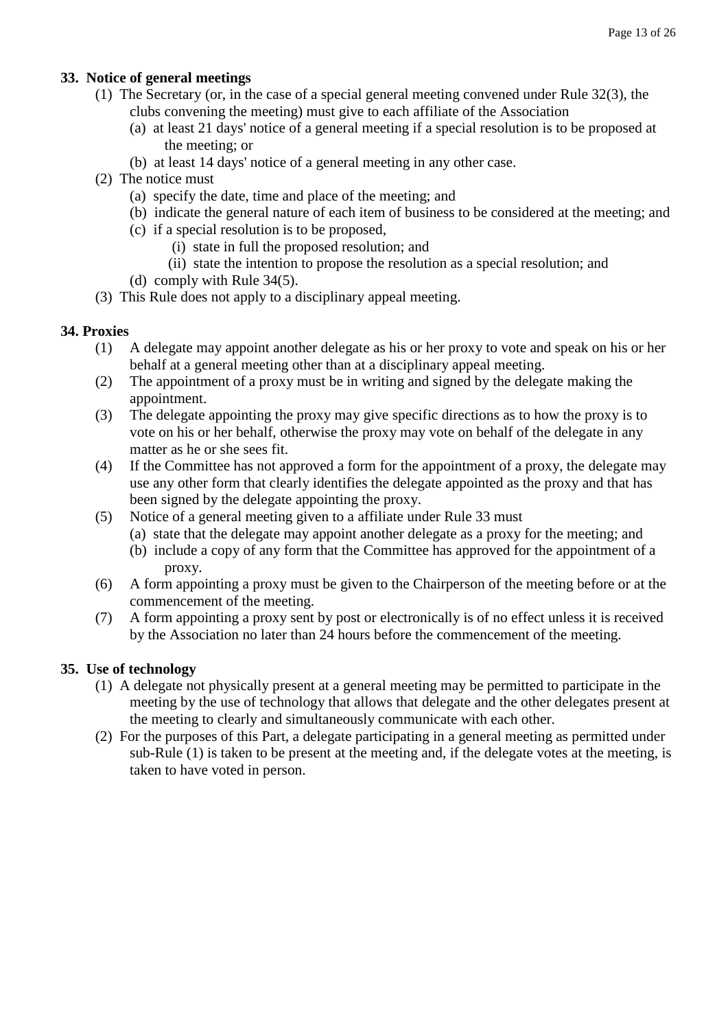### 33. Notice of general meetings

(1) The Secretary (or, in the case of a special general meeting convened under Rule 32(3), the clubs convening the meeting) must give to each affiliate of the Association

- (a) at least 21 days' notice of a general meeting if a special resolution is to be proposed at the meeting; or
- (b) at least 14 days' notice of a general meeting in any other case.

(2) The notice must

- (a) specify the date, time and place of the meeting; and
- (b) indicate the general nature of each item of business to be considered at the meeting; and
- (c) if a special resolution is to be proposed,
  - (i) state in full the proposed resolution; and
  - (ii) state the intention to propose the resolution as a special resolution; and
- (d) comply with Rule 34(5).

(3) This Rule does not apply to a disciplinary appeal meeting.

### 34. Proxies

(1) A delegate may appoint another delegate as his or her proxy to vote and speak on his or her behalf at a general meeting other than at a disciplinary appeal meeting.

(2) The appointment of a proxy must be in writing and signed by the delegate making the appointment.

(3) The delegate appointing the proxy may give specific directions as to how the proxy is to vote on his or her behalf, otherwise the proxy may vote on behalf of the delegate in any matter as he or she sees fit.

(4) If the Committee has not approved a form for the appointment of a proxy, the delegate may use any other form that clearly identifies the delegate appointed as the proxy and that has been signed by the delegate appointing the proxy.

(5) Notice of a general meeting given to a affiliate under Rule 33 must

- (a) state that the delegate may appoint another delegate as a proxy for the meeting; and
- (b) include a copy of any form that the Committee has approved for the appointment of a proxy.

(6) A form appointing a proxy must be given to the Chairperson of the meeting before or at the commencement of the meeting.

(7) A form appointing a proxy sent by post or electronically is of no effect unless it is received by the Association no later than 24 hours before the commencement of the meeting.

### 35. Use of technology

(1) A delegate not physically present at a general meeting may be permitted to participate in the meeting by the use of technology that allows that delegate and the other delegates present at the meeting to clearly and simultaneously communicate with each other.

(2) For the purposes of this Part, a delegate participating in a general meeting as permitted under sub-Rule (1) is taken to be present at the meeting and, if the delegate votes at the meeting, is taken to have voted in person.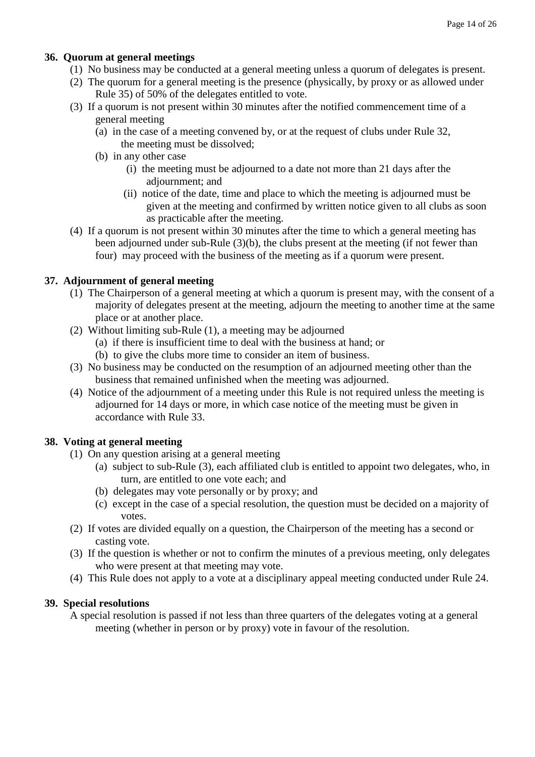### 36. Quorum at general meetings

(1) No business may be conducted at a general meeting unless a quorum of delegates is present.

(2) The quorum for a general meeting is the presence (physically, by proxy or as allowed under Rule 35) of 50% of the delegates entitled to vote.

(3) If a quorum is not present within 30 minutes after the notified commencement time of a general meeting

- (a) in the case of a meeting convened by, or at the request of clubs under Rule 32, the meeting must be dissolved;
- (b) in any other case
  - (i) the meeting must be adjourned to a date not more than 21 days after the adjournment; and
  - (ii) notice of the date, time and place to which the meeting is adjourned must be given at the meeting and confirmed by written notice given to all clubs as soon as practicable after the meeting.

(4) If a quorum is not present within 30 minutes after the time to which a general meeting has been adjourned under sub-Rule (3)(b), the clubs present at the meeting (if not fewer than four) may proceed with the business of the meeting as if a quorum were present.

### 37. Adjournment of general meeting

(1) The Chairperson of a general meeting at which a quorum is present may, with the consent of a majority of delegates present at the meeting, adjourn the meeting to another time at the same place or at another place.

(2) Without limiting sub-Rule (1), a meeting may be adjourned

- (a) if there is insufficient time to deal with the business at hand; or
- (b) to give the clubs more time to consider an item of business.

(3) No business may be conducted on the resumption of an adjourned meeting other than the business that remained unfinished when the meeting was adjourned.

(4) Notice of the adjournment of a meeting under this Rule is not required unless the meeting is adjourned for 14 days or more, in which case notice of the meeting must be given in accordance with Rule 33.

### 38. Voting at general meeting

(1) On any question arising at a general meeting

- (a) subject to sub-Rule (3), each affiliated club is entitled to appoint two delegates, who, in turn, are entitled to one vote each; and
- (b) delegates may vote personally or by proxy; and
- (c) except in the case of a special resolution, the question must be decided on a majority of votes.

(2) If votes are divided equally on a question, the Chairperson of the meeting has a second or casting vote.

(3) If the question is whether or not to confirm the minutes of a previous meeting, only delegates who were present at that meeting may vote.

(4) This Rule does not apply to a vote at a disciplinary appeal meeting conducted under Rule 24.

### 39. Special resolutions

A special resolution is passed if not less than three quarters of the delegates voting at a general meeting (whether in person or by proxy) vote in favour of the resolution.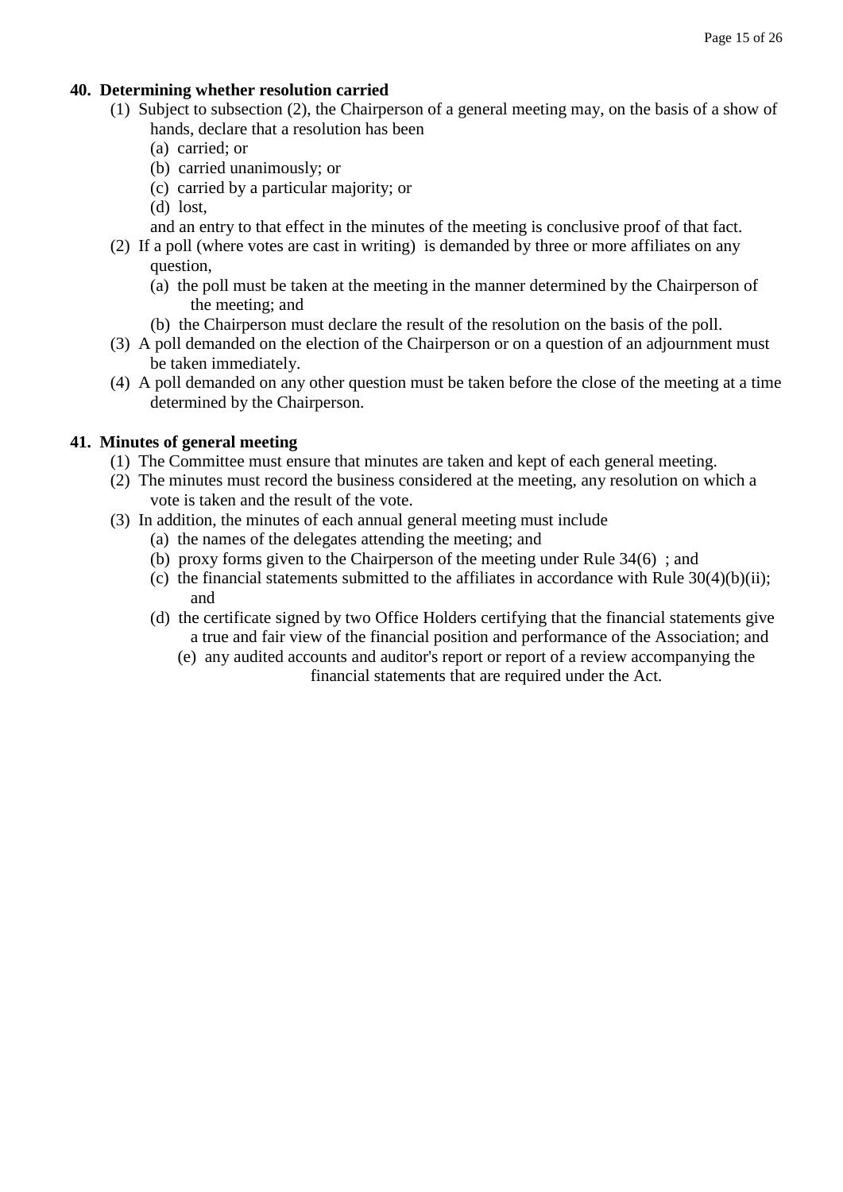**40. Determining whether resolution carried**

(1) Subject to subsection (2), the Chairperson of a general meeting may, on the basis of a show of hands, declare that a resolution has been

(a) carried; or

(b) carried unanimously; or

(c) carried by a particular majority; or

(d) lost,

and an entry to that effect in the minutes of the meeting is conclusive proof of that fact.

(2) If a poll (where votes are cast in writing) is demanded by three or more affiliates on any question,

(a) the poll must be taken at the meeting in the manner determined by the Chairperson of the meeting; and

(b) the Chairperson must declare the result of the resolution on the basis of the poll.

(3) A poll demanded on the election of the Chairperson or on a question of an adjournment must be taken immediately.

(4) A poll demanded on any other question must be taken before the close of the meeting at a time determined by the Chairperson.

**41. Minutes of general meeting**

(1) The Committee must ensure that minutes are taken and kept of each general meeting.

(2) The minutes must record the business considered at the meeting, any resolution on which a vote is taken and the result of the vote.

(3) In addition, the minutes of each annual general meeting must include

(a) the names of the delegates attending the meeting; and

(b) proxy forms given to the Chairperson of the meeting under Rule 34(6) ; and

(c) the financial statements submitted to the affiliates in accordance with Rule 30(4)(b)(ii); and

(d) the certificate signed by two Office Holders certifying that the financial statements give a true and fair view of the financial position and performance of the Association; and

(e) any audited accounts and auditor's report or report of a review accompanying the financial statements that are required under the Act.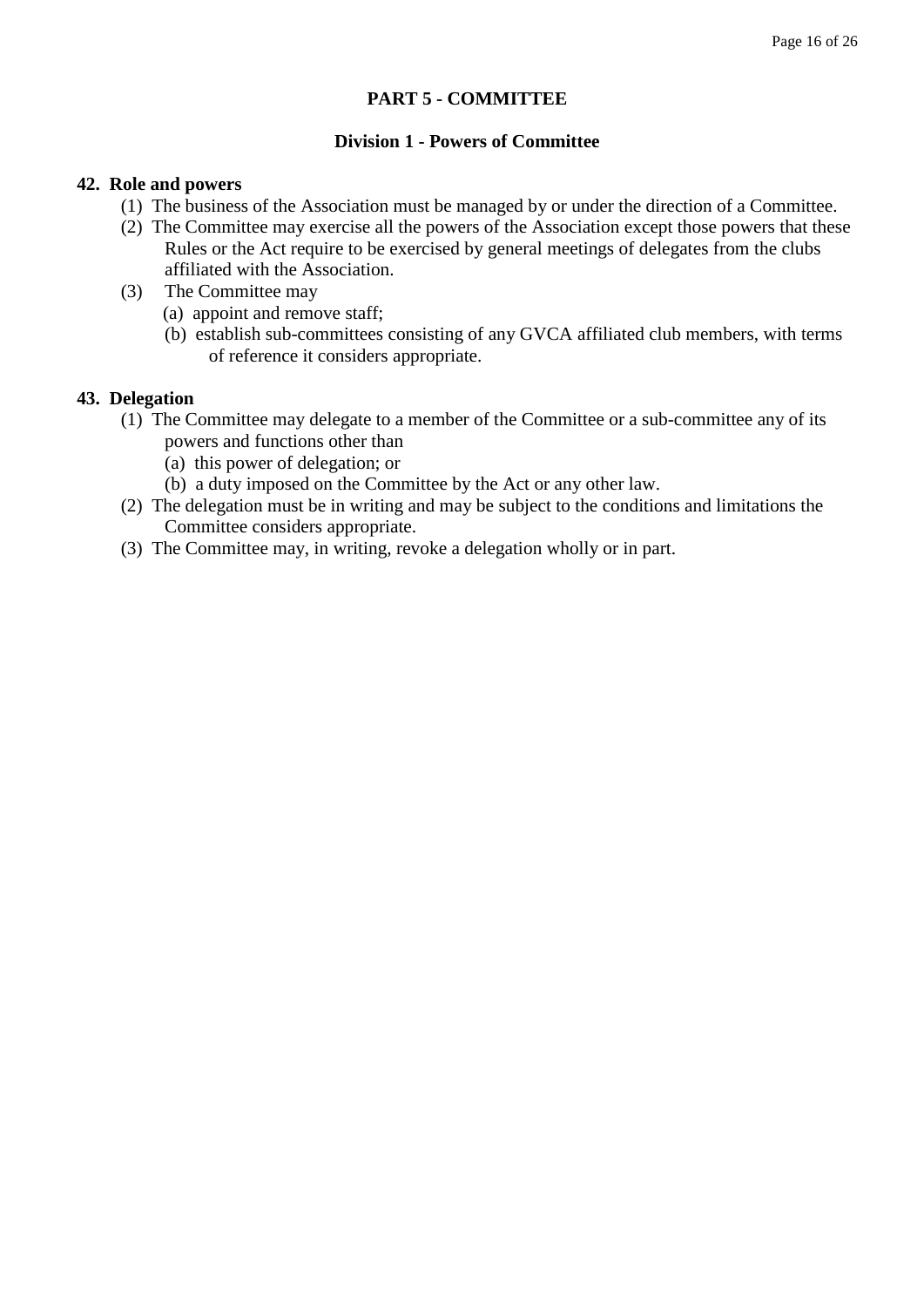## PART 5 - COMMITTEE

### Division 1 - Powers of Committee

**42. Role and powers**

(1) The business of the Association must be managed by or under the direction of a Committee.

(2) The Committee may exercise all the powers of the Association except those powers that these Rules or the Act require to be exercised by general meetings of delegates from the clubs affiliated with the Association.

(3) The Committee may

- (a) appoint and remove staff;
- (b) establish sub-committees consisting of any GVCA affiliated club members, with terms of reference it considers appropriate.

**43. Delegation**

(1) The Committee may delegate to a member of the Committee or a sub-committee any of its powers and functions other than

- (a) this power of delegation; or
- (b) a duty imposed on the Committee by the Act or any other law.

(2) The delegation must be in writing and may be subject to the conditions and limitations the Committee considers appropriate.

(3) The Committee may, in writing, revoke a delegation wholly or in part.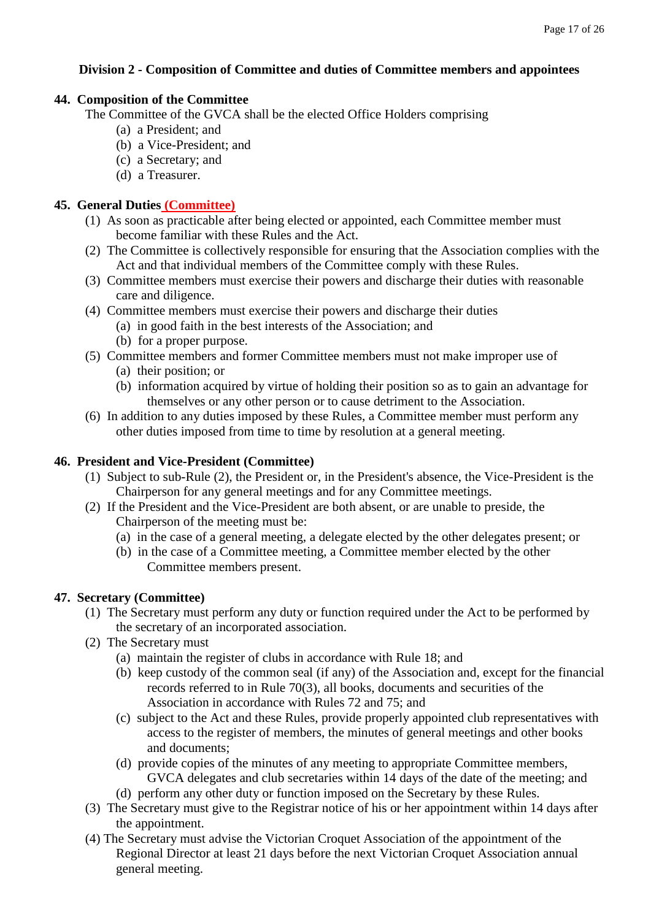## Division 2 - Composition of Committee and duties of Committee members and appointees

### 44. Composition of the Committee

The Committee of the GVCA shall be the elected Office Holders comprising

- (a) a President; and
- (b) a Vice-President; and
- (c) a Secretary; and
- (d) a Treasurer.

### 45. General Duties (Committee)

(1) As soon as practicable after being elected or appointed, each Committee member must become familiar with these Rules and the Act.

(2) The Committee is collectively responsible for ensuring that the Association complies with the Act and that individual members of the Committee comply with these Rules.

(3) Committee members must exercise their powers and discharge their duties with reasonable care and diligence.

(4) Committee members must exercise their powers and discharge their duties

- (a) in good faith in the best interests of the Association; and
- (b) for a proper purpose.

(5) Committee members and former Committee members must not make improper use of

- (a) their position; or
- (b) information acquired by virtue of holding their position so as to gain an advantage for themselves or any other person or to cause detriment to the Association.

(6) In addition to any duties imposed by these Rules, a Committee member must perform any other duties imposed from time to time by resolution at a general meeting.

### 46. President and Vice-President (Committee)

(1) Subject to sub-Rule (2), the President or, in the President's absence, the Vice-President is the Chairperson for any general meetings and for any Committee meetings.

(2) If the President and the Vice-President are both absent, or are unable to preside, the Chairperson of the meeting must be:

- (a) in the case of a general meeting, a delegate elected by the other delegates present; or
- (b) in the case of a Committee meeting, a Committee member elected by the other Committee members present.

### 47. Secretary (Committee)

(1) The Secretary must perform any duty or function required under the Act to be performed by the secretary of an incorporated association.

(2) The Secretary must

- (a) maintain the register of clubs in accordance with Rule 18; and
- (b) keep custody of the common seal (if any) of the Association and, except for the financial records referred to in Rule 70(3), all books, documents and securities of the Association in accordance with Rules 72 and 75; and
- (c) subject to the Act and these Rules, provide properly appointed club representatives with access to the register of members, the minutes of general meetings and other books and documents;
- (d) provide copies of the minutes of any meeting to appropriate Committee members, GVCA delegates and club secretaries within 14 days of the date of the meeting; and
- (d) perform any other duty or function imposed on the Secretary by these Rules.

(3) The Secretary must give to the Registrar notice of his or her appointment within 14 days after the appointment.

(4) The Secretary must advise the Victorian Croquet Association of the appointment of the Regional Director at least 21 days before the next Victorian Croquet Association annual general meeting.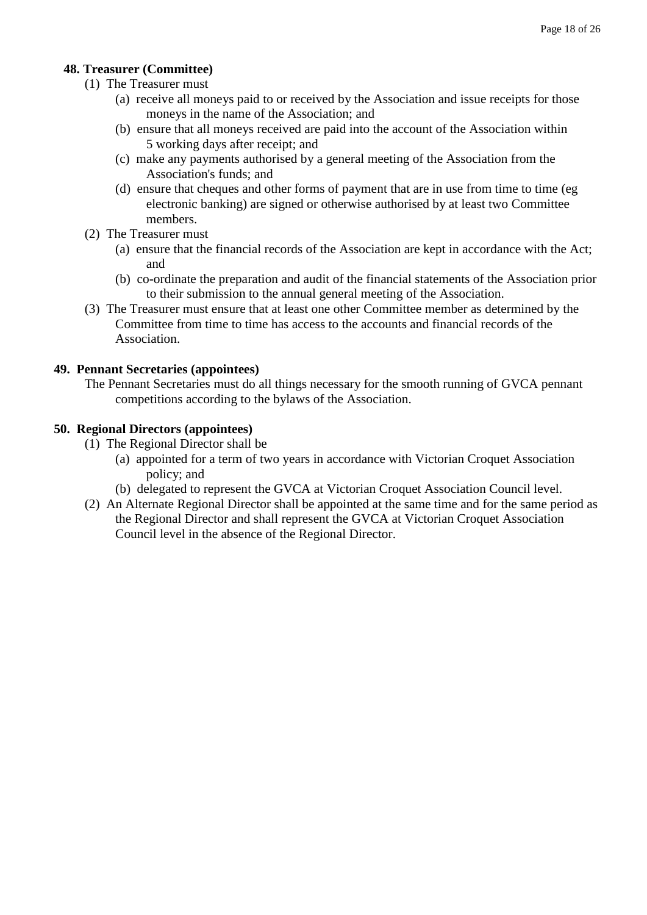**48. Treasurer (Committee)**

(1) The Treasurer must

- (a) receive all moneys paid to or received by the Association and issue receipts for those moneys in the name of the Association; and
- (b) ensure that all moneys received are paid into the account of the Association within 5 working days after receipt; and
- (c) make any payments authorised by a general meeting of the Association from the Association's funds; and
- (d) ensure that cheques and other forms of payment that are in use from time to time (eg electronic banking) are signed or otherwise authorised by at least two Committee members.

(2) The Treasurer must

- (a) ensure that the financial records of the Association are kept in accordance with the Act; and
- (b) co-ordinate the preparation and audit of the financial statements of the Association prior to their submission to the annual general meeting of the Association.

(3) The Treasurer must ensure that at least one other Committee member as determined by the Committee from time to time has access to the accounts and financial records of the Association.

**49. Pennant Secretaries (appointees)**

The Pennant Secretaries must do all things necessary for the smooth running of GVCA pennant competitions according to the bylaws of the Association.

**50. Regional Directors (appointees)**

(1) The Regional Director shall be

- (a) appointed for a term of two years in accordance with Victorian Croquet Association policy; and
- (b) delegated to represent the GVCA at Victorian Croquet Association Council level.

(2) An Alternate Regional Director shall be appointed at the same time and for the same period as the Regional Director and shall represent the GVCA at Victorian Croquet Association Council level in the absence of the Regional Director.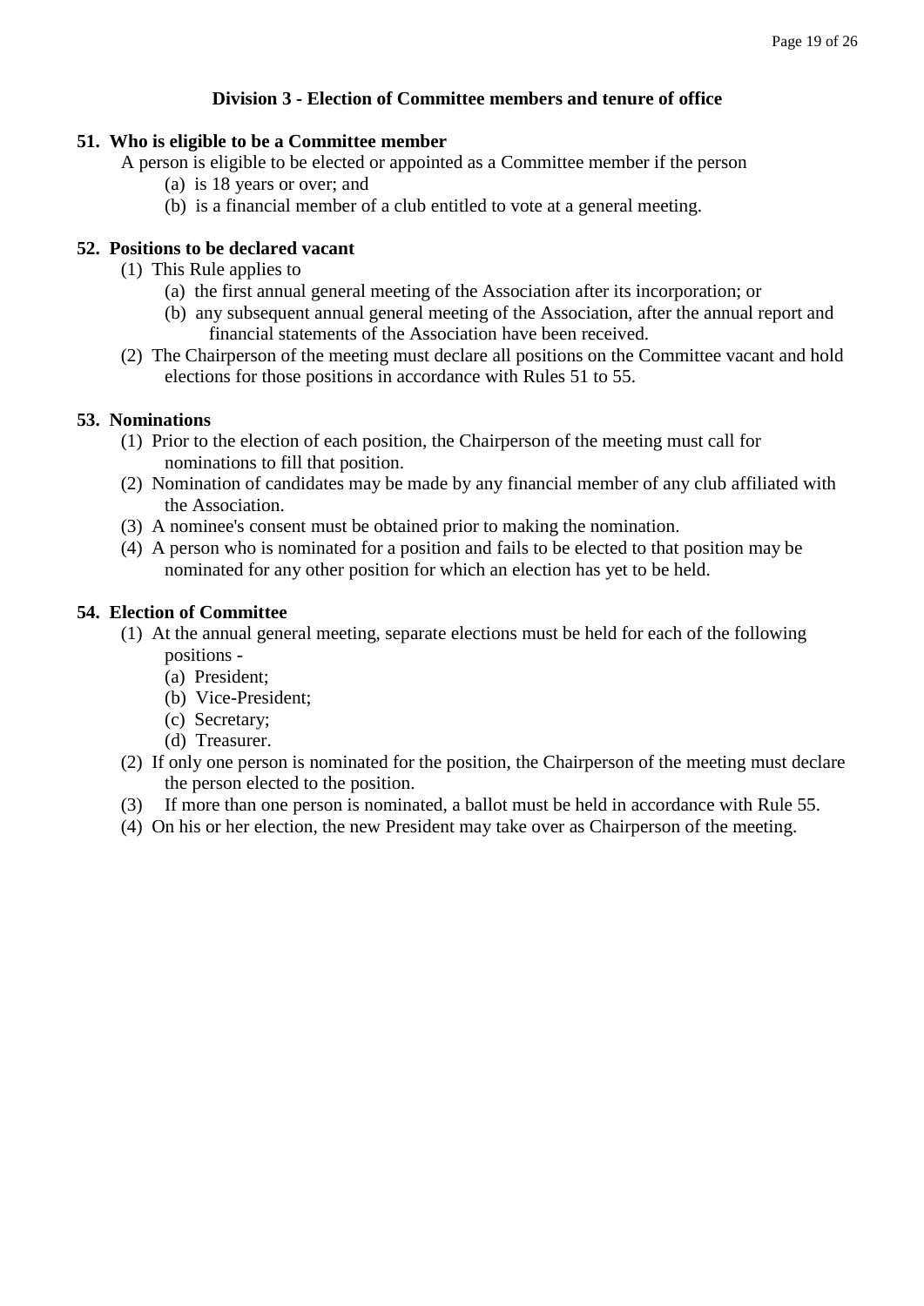## Division 3 - Election of Committee members and tenure of office

### 51. Who is eligible to be a Committee member

A person is eligible to be elected or appointed as a Committee member if the person

- (a) is 18 years or over; and
- (b) is a financial member of a club entitled to vote at a general meeting.

### 52. Positions to be declared vacant

(1) This Rule applies to

- (a) the first annual general meeting of the Association after its incorporation; or
- (b) any subsequent annual general meeting of the Association, after the annual report and financial statements of the Association have been received.

(2) The Chairperson of the meeting must declare all positions on the Committee vacant and hold elections for those positions in accordance with Rules 51 to 55.

### 53. Nominations

(1) Prior to the election of each position, the Chairperson of the meeting must call for nominations to fill that position.

(2) Nomination of candidates may be made by any financial member of any club affiliated with the Association.

(3) A nominee's consent must be obtained prior to making the nomination.

(4) A person who is nominated for a position and fails to be elected to that position may be nominated for any other position for which an election has yet to be held.

### 54. Election of Committee

(1) At the annual general meeting, separate elections must be held for each of the following positions -

- (a) President;
- (b) Vice-President;
- (c) Secretary;
- (d) Treasurer.

(2) If only one person is nominated for the position, the Chairperson of the meeting must declare the person elected to the position.

(3) If more than one person is nominated, a ballot must be held in accordance with Rule 55.

(4) On his or her election, the new President may take over as Chairperson of the meeting.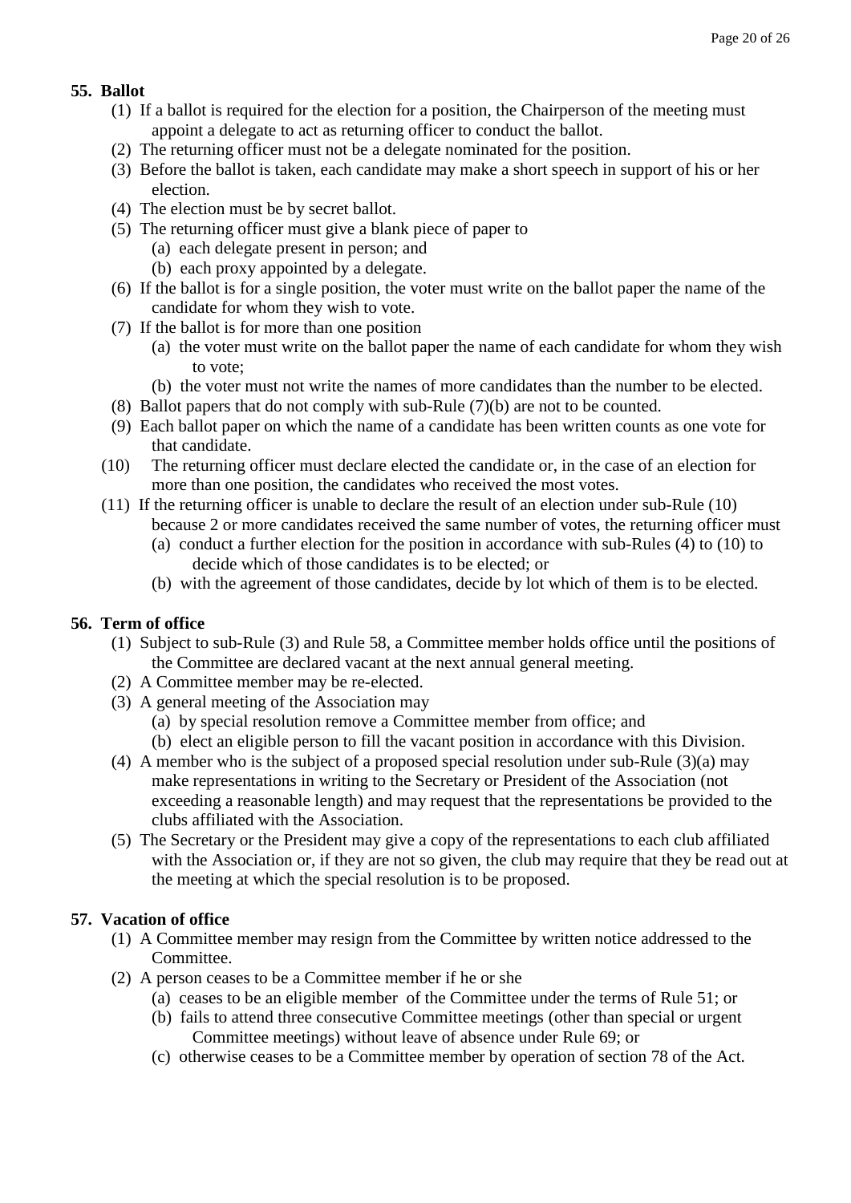**55. Ballot**

(1) If a ballot is required for the election for a position, the Chairperson of the meeting must appoint a delegate to act as returning officer to conduct the ballot.

(2) The returning officer must not be a delegate nominated for the position.

(3) Before the ballot is taken, each candidate may make a short speech in support of his or her election.

(4) The election must be by secret ballot.

(5) The returning officer must give a blank piece of paper to

- (a) each delegate present in person; and
- (b) each proxy appointed by a delegate.

(6) If the ballot is for a single position, the voter must write on the ballot paper the name of the candidate for whom they wish to vote.

(7) If the ballot is for more than one position

- (a) the voter must write on the ballot paper the name of each candidate for whom they wish to vote;
- (b) the voter must not write the names of more candidates than the number to be elected.

(8) Ballot papers that do not comply with sub-Rule (7)(b) are not to be counted.

(9) Each ballot paper on which the name of a candidate has been written counts as one vote for that candidate.

(10) The returning officer must declare elected the candidate or, in the case of an election for more than one position, the candidates who received the most votes.

(11) If the returning officer is unable to declare the result of an election under sub-Rule (10) because 2 or more candidates received the same number of votes, the returning officer must

- (a) conduct a further election for the position in accordance with sub-Rules (4) to (10) to decide which of those candidates is to be elected; or
- (b) with the agreement of those candidates, decide by lot which of them is to be elected.

**56. Term of office**

(1) Subject to sub-Rule (3) and Rule 58, a Committee member holds office until the positions of the Committee are declared vacant at the next annual general meeting.

(2) A Committee member may be re-elected.

(3) A general meeting of the Association may

- (a) by special resolution remove a Committee member from office; and
- (b) elect an eligible person to fill the vacant position in accordance with this Division.

(4) A member who is the subject of a proposed special resolution under sub-Rule (3)(a) may make representations in writing to the Secretary or President of the Association (not exceeding a reasonable length) and may request that the representations be provided to the clubs affiliated with the Association.

(5) The Secretary or the President may give a copy of the representations to each club affiliated with the Association or, if they are not so given, the club may require that they be read out at the meeting at which the special resolution is to be proposed.

**57. Vacation of office**

(1) A Committee member may resign from the Committee by written notice addressed to the Committee.

(2) A person ceases to be a Committee member if he or she

- (a) ceases to be an eligible member of the Committee under the terms of Rule 51; or
- (b) fails to attend three consecutive Committee meetings (other than special or urgent Committee meetings) without leave of absence under Rule 69; or
- (c) otherwise ceases to be a Committee member by operation of section 78 of the Act.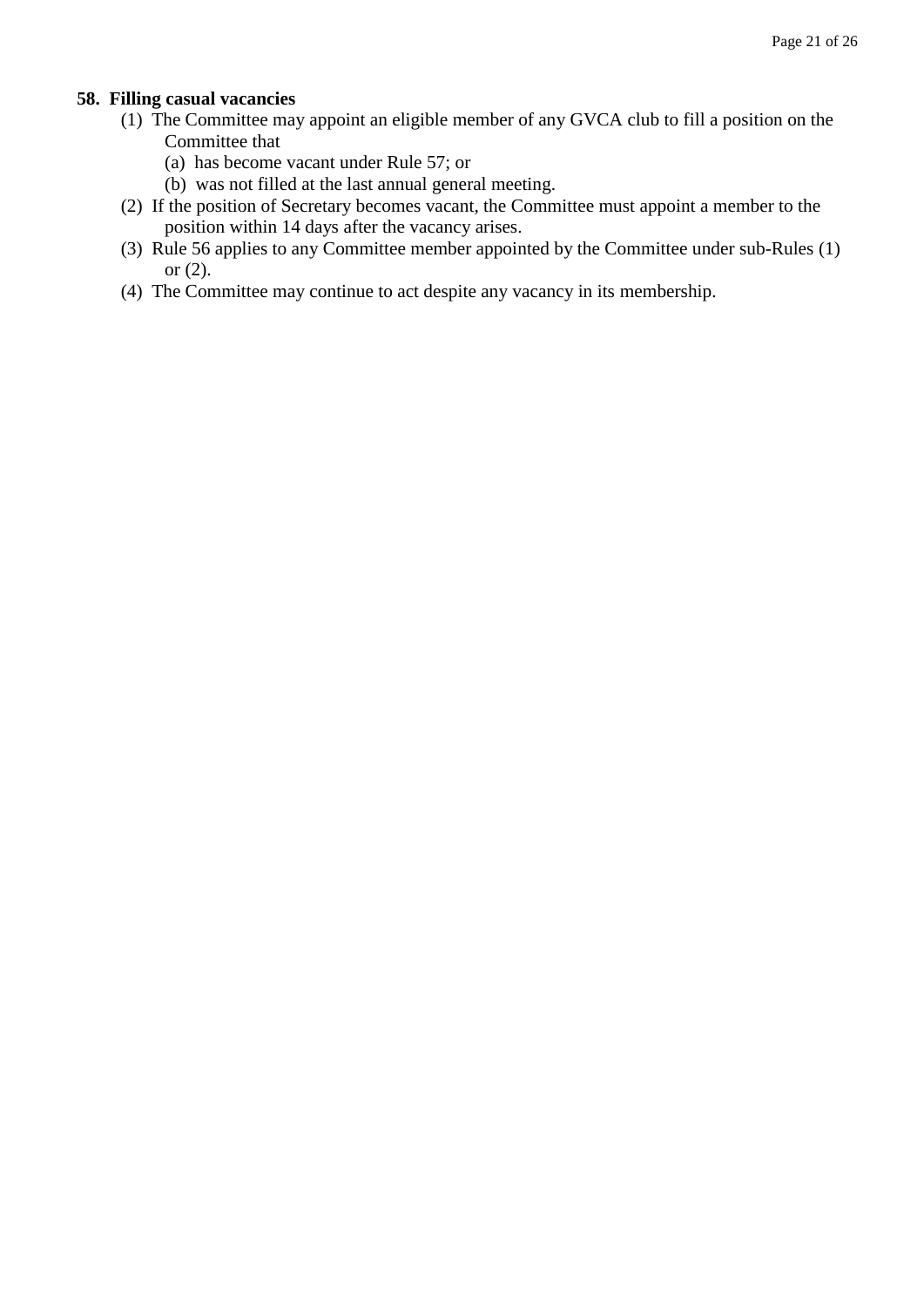### 58. Filling casual vacancies

(1) The Committee may appoint an eligible member of any GVCA club to fill a position on the Committee that

(a) has become vacant under Rule 57; or

(b) was not filled at the last annual general meeting.

(2) If the position of Secretary becomes vacant, the Committee must appoint a member to the position within 14 days after the vacancy arises.

(3) Rule 56 applies to any Committee member appointed by the Committee under sub-Rules (1) or (2).

(4) The Committee may continue to act despite any vacancy in its membership.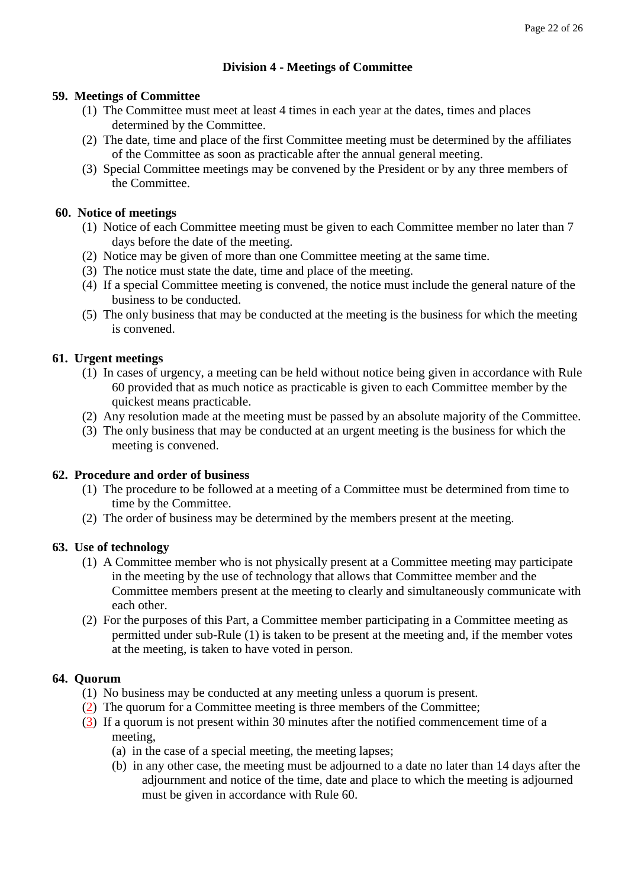## Division 4 - Meetings of Committee

### 59. Meetings of Committee

(1) The Committee must meet at least 4 times in each year at the dates, times and places determined by the Committee.

(2) The date, time and place of the first Committee meeting must be determined by the affiliates of the Committee as soon as practicable after the annual general meeting.

(3) Special Committee meetings may be convened by the President or by any three members of the Committee.

### 60. Notice of meetings

(1) Notice of each Committee meeting must be given to each Committee member no later than 7 days before the date of the meeting.

(2) Notice may be given of more than one Committee meeting at the same time.

(3) The notice must state the date, time and place of the meeting.

(4) If a special Committee meeting is convened, the notice must include the general nature of the business to be conducted.

(5) The only business that may be conducted at the meeting is the business for which the meeting is convened.

### 61. Urgent meetings

(1) In cases of urgency, a meeting can be held without notice being given in accordance with Rule 60 provided that as much notice as practicable is given to each Committee member by the quickest means practicable.

(2) Any resolution made at the meeting must be passed by an absolute majority of the Committee.

(3) The only business that may be conducted at an urgent meeting is the business for which the meeting is convened.

### 62. Procedure and order of business

(1) The procedure to be followed at a meeting of a Committee must be determined from time to time by the Committee.

(2) The order of business may be determined by the members present at the meeting.

### 63. Use of technology

(1) A Committee member who is not physically present at a Committee meeting may participate in the meeting by the use of technology that allows that Committee member and the Committee members present at the meeting to clearly and simultaneously communicate with each other.

(2) For the purposes of this Part, a Committee member participating in a Committee meeting as permitted under sub-Rule (1) is taken to be present at the meeting and, if the member votes at the meeting, is taken to have voted in person.

### 64. Quorum

(1) No business may be conducted at any meeting unless a quorum is present.

(2) The quorum for a Committee meeting is three members of the Committee;

(3) If a quorum is not present within 30 minutes after the notified commencement time of a meeting,

(a) in the case of a special meeting, the meeting lapses;

(b) in any other case, the meeting must be adjourned to a date no later than 14 days after the adjournment and notice of the time, date and place to which the meeting is adjourned must be given in accordance with Rule 60.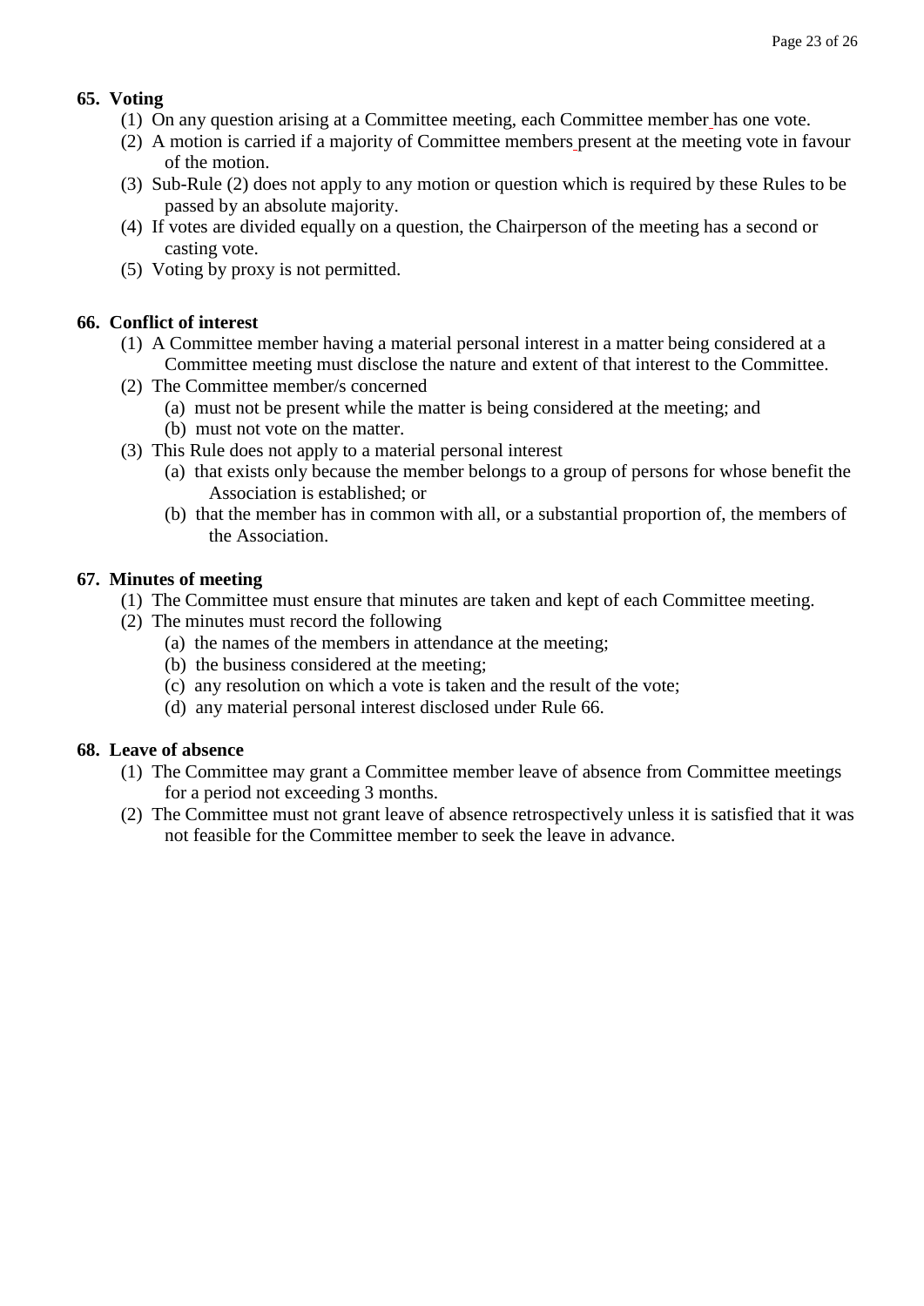**65. Voting**

(1) On any question arising at a Committee meeting, each Committee member has one vote.

(2) A motion is carried if a majority of Committee members present at the meeting vote in favour of the motion.

(3) Sub-Rule (2) does not apply to any motion or question which is required by these Rules to be passed by an absolute majority.

(4) If votes are divided equally on a question, the Chairperson of the meeting has a second or casting vote.

(5) Voting by proxy is not permitted.

**66. Conflict of interest**

(1) A Committee member having a material personal interest in a matter being considered at a Committee meeting must disclose the nature and extent of that interest to the Committee.

(2) The Committee member/s concerned

- (a) must not be present while the matter is being considered at the meeting; and
- (b) must not vote on the matter.

(3) This Rule does not apply to a material personal interest

- (a) that exists only because the member belongs to a group of persons for whose benefit the Association is established; or
- (b) that the member has in common with all, or a substantial proportion of, the members of the Association.

**67. Minutes of meeting**

(1) The Committee must ensure that minutes are taken and kept of each Committee meeting.

(2) The minutes must record the following

- (a) the names of the members in attendance at the meeting;
- (b) the business considered at the meeting;
- (c) any resolution on which a vote is taken and the result of the vote;
- (d) any material personal interest disclosed under Rule 66.

**68. Leave of absence**

(1) The Committee may grant a Committee member leave of absence from Committee meetings for a period not exceeding 3 months.

(2) The Committee must not grant leave of absence retrospectively unless it is satisfied that it was not feasible for the Committee member to seek the leave in advance.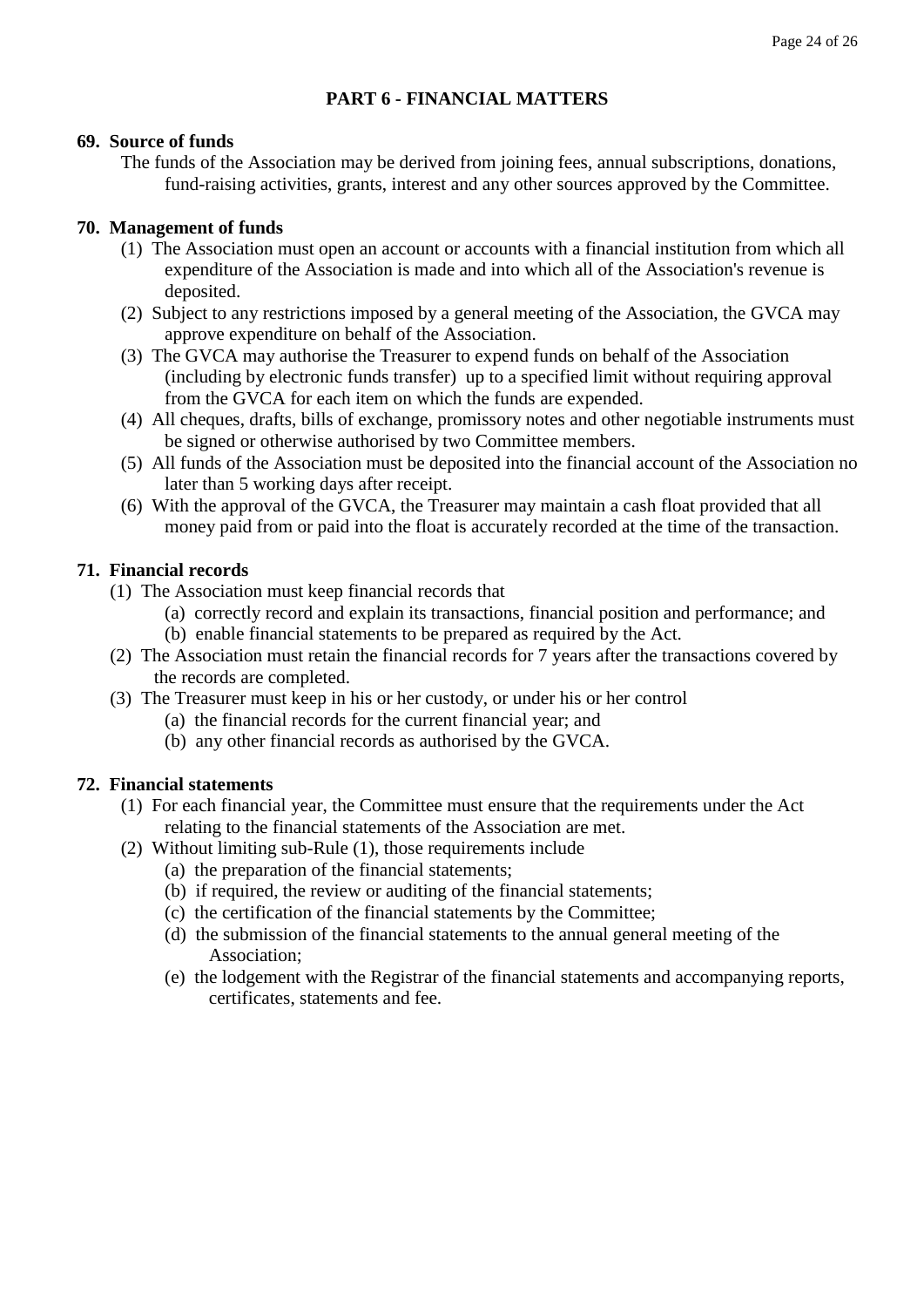## PART 6 - FINANCIAL MATTERS

**69. Source of funds**

The funds of the Association may be derived from joining fees, annual subscriptions, donations, fund-raising activities, grants, interest and any other sources approved by the Committee.

**70. Management of funds**

(1) The Association must open an account or accounts with a financial institution from which all expenditure of the Association is made and into which all of the Association's revenue is deposited.

(2) Subject to any restrictions imposed by a general meeting of the Association, the GVCA may approve expenditure on behalf of the Association.

(3) The GVCA may authorise the Treasurer to expend funds on behalf of the Association (including by electronic funds transfer) up to a specified limit without requiring approval from the GVCA for each item on which the funds are expended.

(4) All cheques, drafts, bills of exchange, promissory notes and other negotiable instruments must be signed or otherwise authorised by two Committee members.

(5) All funds of the Association must be deposited into the financial account of the Association no later than 5 working days after receipt.

(6) With the approval of the GVCA, the Treasurer may maintain a cash float provided that all money paid from or paid into the float is accurately recorded at the time of the transaction.

**71. Financial records**

(1) The Association must keep financial records that

- (a) correctly record and explain its transactions, financial position and performance; and
- (b) enable financial statements to be prepared as required by the Act.

(2) The Association must retain the financial records for 7 years after the transactions covered by the records are completed.

(3) The Treasurer must keep in his or her custody, or under his or her control

- (a) the financial records for the current financial year; and
- (b) any other financial records as authorised by the GVCA.

**72. Financial statements**

(1) For each financial year, the Committee must ensure that the requirements under the Act relating to the financial statements of the Association are met.

(2) Without limiting sub-Rule (1), those requirements include

- (a) the preparation of the financial statements;
- (b) if required, the review or auditing of the financial statements;
- (c) the certification of the financial statements by the Committee;
- (d) the submission of the financial statements to the annual general meeting of the Association;
- (e) the lodgement with the Registrar of the financial statements and accompanying reports, certificates, statements and fee.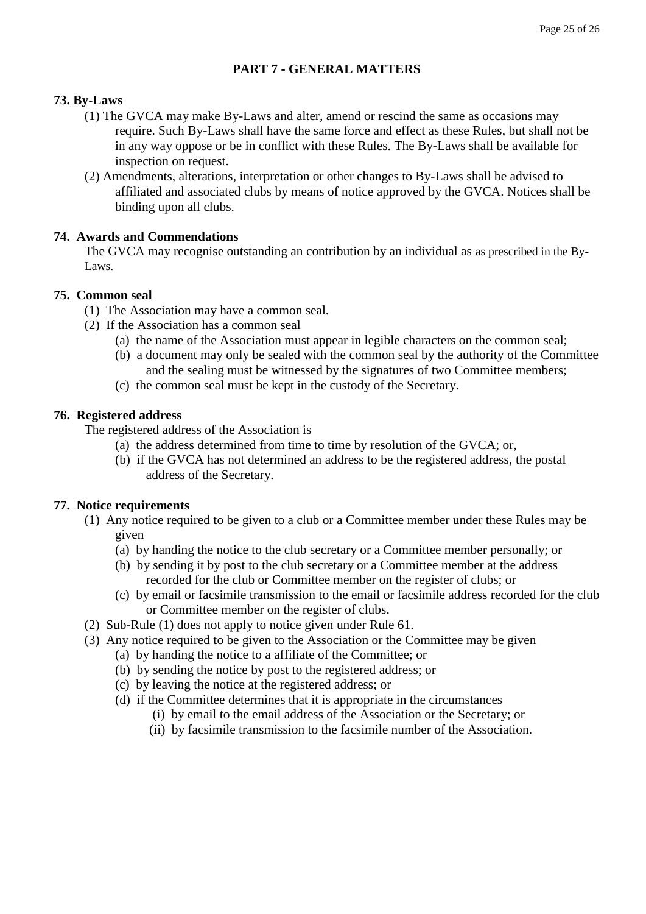## PART 7 - GENERAL MATTERS

### 73. By-Laws

(1) The GVCA may make By-Laws and alter, amend or rescind the same as occasions may require. Such By-Laws shall have the same force and effect as these Rules, but shall not be in any way oppose or be in conflict with these Rules. The By-Laws shall be available for inspection on request.

(2) Amendments, alterations, interpretation or other changes to By-Laws shall be advised to affiliated and associated clubs by means of notice approved by the GVCA. Notices shall be binding upon all clubs.

### 74. Awards and Commendations

The GVCA may recognise outstanding an contribution by an individual as as prescribed in the By-Laws.

### 75. Common seal

(1) The Association may have a common seal.

(2) If the Association has a common seal

- (a) the name of the Association must appear in legible characters on the common seal;
- (b) a document may only be sealed with the common seal by the authority of the Committee and the sealing must be witnessed by the signatures of two Committee members;
- (c) the common seal must be kept in the custody of the Secretary.

### 76. Registered address

The registered address of the Association is

- (a) the address determined from time to time by resolution of the GVCA; or,
- (b) if the GVCA has not determined an address to be the registered address, the postal address of the Secretary.

### 77. Notice requirements

(1) Any notice required to be given to a club or a Committee member under these Rules may be given

- (a) by handing the notice to the club secretary or a Committee member personally; or
- (b) by sending it by post to the club secretary or a Committee member at the address recorded for the club or Committee member on the register of clubs; or
- (c) by email or facsimile transmission to the email or facsimile address recorded for the club or Committee member on the register of clubs.

(2) Sub-Rule (1) does not apply to notice given under Rule 61.

(3) Any notice required to be given to the Association or the Committee may be given

- (a) by handing the notice to a affiliate of the Committee; or
- (b) by sending the notice by post to the registered address; or
- (c) by leaving the notice at the registered address; or
- (d) if the Committee determines that it is appropriate in the circumstances
  - (i) by email to the email address of the Association or the Secretary; or
  - (ii) by facsimile transmission to the facsimile number of the Association.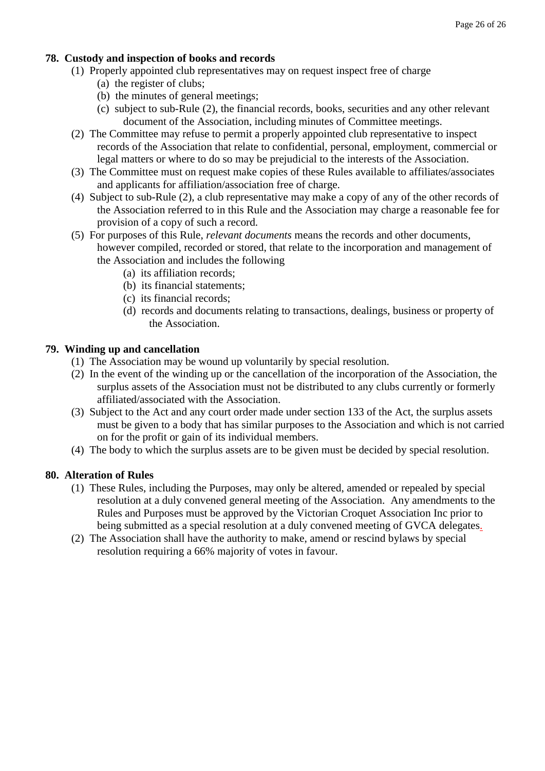**78. Custody and inspection of books and records**

(1) Properly appointed club representatives may on request inspect free of charge
   - (a) the register of clubs;
   - (b) the minutes of general meetings;
   - (c) subject to sub-Rule (2), the financial records, books, securities and any other relevant document of the Association, including minutes of Committee meetings.

(2) The Committee may refuse to permit a properly appointed club representative to inspect records of the Association that relate to confidential, personal, employment, commercial or legal matters or where to do so may be prejudicial to the interests of the Association.

(3) The Committee must on request make copies of these Rules available to affiliates/associates and applicants for affiliation/association free of charge.

(4) Subject to sub-Rule (2), a club representative may make a copy of any of the other records of the Association referred to in this Rule and the Association may charge a reasonable fee for provision of a copy of such a record.

(5) For purposes of this Rule, *relevant documents* means the records and other documents, however compiled, recorded or stored, that relate to the incorporation and management of the Association and includes the following
   - (a) its affiliation records;
   - (b) its financial statements;
   - (c) its financial records;
   - (d) records and documents relating to transactions, dealings, business or property of the Association.

**79. Winding up and cancellation**

(1) The Association may be wound up voluntarily by special resolution.

(2) In the event of the winding up or the cancellation of the incorporation of the Association, the surplus assets of the Association must not be distributed to any clubs currently or formerly affiliated/associated with the Association.

(3) Subject to the Act and any court order made under section 133 of the Act, the surplus assets must be given to a body that has similar purposes to the Association and which is not carried on for the profit or gain of its individual members.

(4) The body to which the surplus assets are to be given must be decided by special resolution.

**80. Alteration of Rules**

(1) These Rules, including the Purposes, may only be altered, amended or repealed by special resolution at a duly convened general meeting of the Association. Any amendments to the Rules and Purposes must be approved by the Victorian Croquet Association Inc prior to being submitted as a special resolution at a duly convened meeting of GVCA delegates.

(2) The Association shall have the authority to make, amend or rescind bylaws by special resolution requiring a 66% majority of votes in favour.